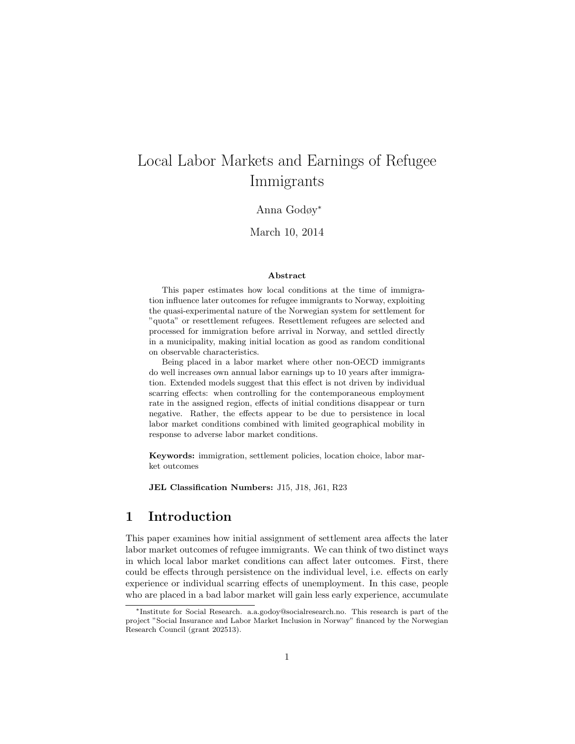# Local Labor Markets and Earnings of Refugee Immigrants

Anna Godøy[*]

March 10, 2014

**Abstract**

This paper estimates how local conditions at the time of immigration influence later outcomes for refugee immigrants to Norway, exploiting the quasi-experimental nature of the Norwegian system for settlement for "quota" or resettlement refugees. Resettlement refugees are selected and processed for immigration before arrival in Norway, and settled directly in a municipality, making initial location as good as random conditional on observable characteristics.

Being placed in a labor market where other non-OECD immigrants do well increases own annual labor earnings up to 10 years after immigration. Extended models suggest that this effect is not driven by individual scarring effects: when controlling for the contemporaneous employment rate in the assigned region, effects of initial conditions disappear or turn negative. Rather, the effects appear to be due to persistence in local labor market conditions combined with limited geographical mobility in response to adverse labor market conditions.

**Keywords:** immigration, settlement policies, location choice, labor market outcomes

**JEL Classification Numbers:** J15, J18, J61, R23

## 1 Introduction

This paper examines how initial assignment of settlement area affects the later labor market outcomes of refugee immigrants. We can think of two distinct ways in which local labor market conditions can affect later outcomes. First, there could be effects through persistence on the individual level, i.e. effects on early experience or individual scarring effects of unemployment. In this case, people who are placed in a bad labor market will gain less early experience, accumulate

[*]Institute for Social Research. a.a.godoy@socialresearch.no. This research is part of the project "Social Insurance and Labor Market Inclusion in Norway" financed by the Norwegian Research Council (grant 202513).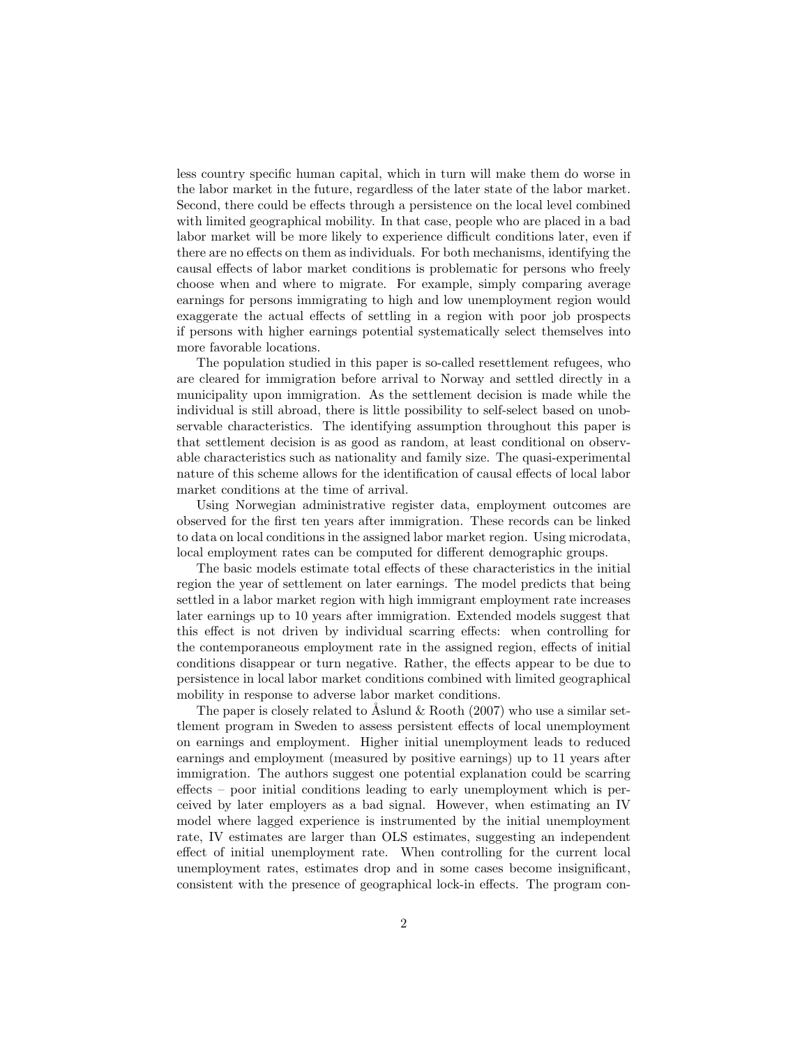less country specific human capital, which in turn will make them do worse in the labor market in the future, regardless of the later state of the labor market. Second, there could be effects through a persistence on the local level combined with limited geographical mobility. In that case, people who are placed in a bad labor market will be more likely to experience difficult conditions later, even if there are no effects on them as individuals. For both mechanisms, identifying the causal effects of labor market conditions is problematic for persons who freely choose when and where to migrate. For example, simply comparing average earnings for persons immigrating to high and low unemployment region would exaggerate the actual effects of settling in a region with poor job prospects if persons with higher earnings potential systematically select themselves into more favorable locations.

The population studied in this paper is so-called resettlement refugees, who are cleared for immigration before arrival to Norway and settled directly in a municipality upon immigration. As the settlement decision is made while the individual is still abroad, there is little possibility to self-select based on unobservable characteristics. The identifying assumption throughout this paper is that settlement decision is as good as random, at least conditional on observable characteristics such as nationality and family size. The quasi-experimental nature of this scheme allows for the identification of causal effects of local labor market conditions at the time of arrival.

Using Norwegian administrative register data, employment outcomes are observed for the first ten years after immigration. These records can be linked to data on local conditions in the assigned labor market region. Using microdata, local employment rates can be computed for different demographic groups.

The basic models estimate total effects of these characteristics in the initial region the year of settlement on later earnings. The model predicts that being settled in a labor market region with high immigrant employment rate increases later earnings up to 10 years after immigration. Extended models suggest that this effect is not driven by individual scarring effects: when controlling for the contemporaneous employment rate in the assigned region, effects of initial conditions disappear or turn negative. Rather, the effects appear to be due to persistence in local labor market conditions combined with limited geographical mobility in response to adverse labor market conditions.

The paper is closely related to Åslund & Rooth (2007) who use a similar settlement program in Sweden to assess persistent effects of local unemployment on earnings and employment. Higher initial unemployment leads to reduced earnings and employment (measured by positive earnings) up to 11 years after immigration. The authors suggest one potential explanation could be scarring effects – poor initial conditions leading to early unemployment which is perceived by later employers as a bad signal. However, when estimating an IV model where lagged experience is instrumented by the initial unemployment rate, IV estimates are larger than OLS estimates, suggesting an independent effect of initial unemployment rate. When controlling for the current local unemployment rates, estimates drop and in some cases become insignificant, consistent with the presence of geographical lock-in effects. The program con-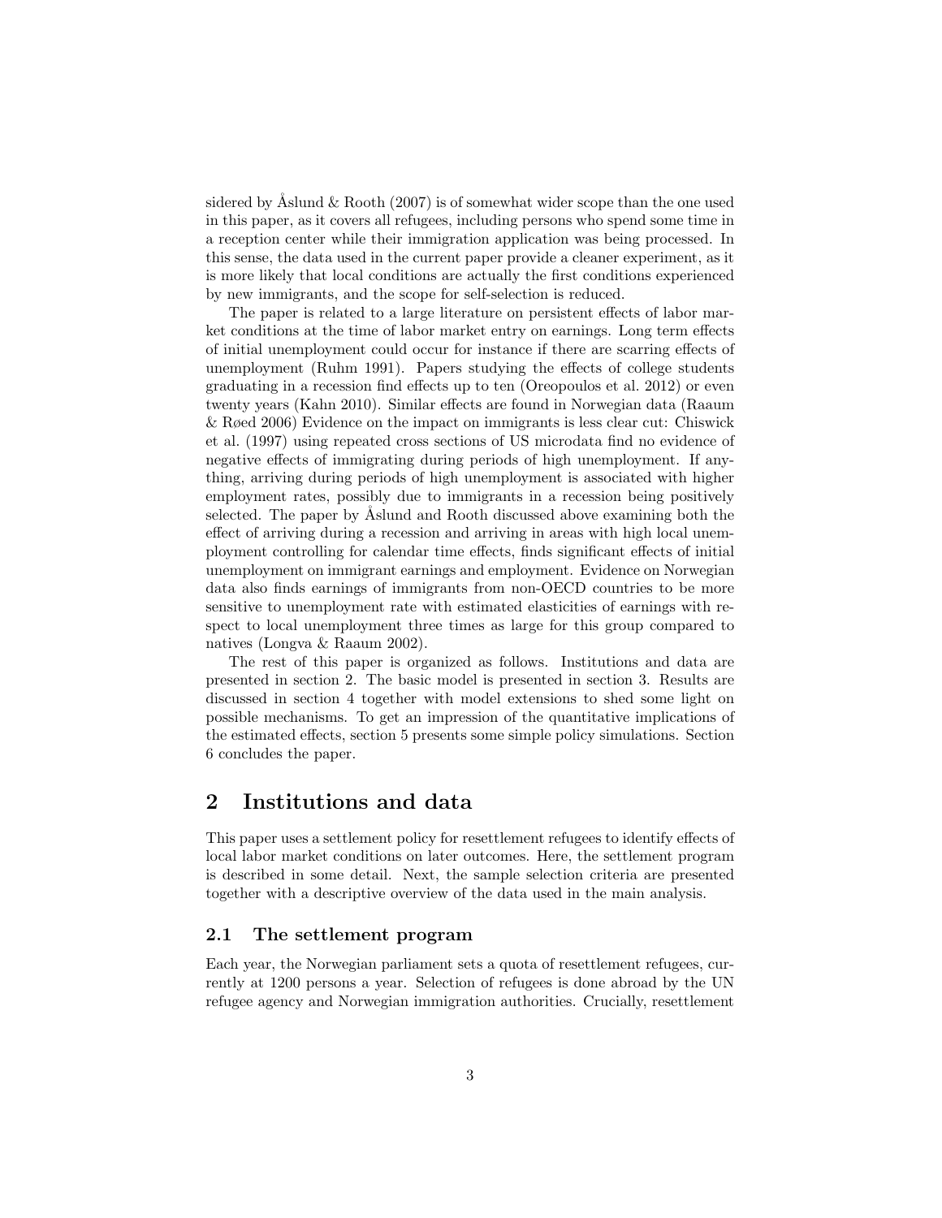sidered by Åslund & Rooth (2007) is of somewhat wider scope than the one used in this paper, as it covers all refugees, including persons who spend some time in a reception center while their immigration application was being processed. In this sense, the data used in the current paper provide a cleaner experiment, as it is more likely that local conditions are actually the first conditions experienced by new immigrants, and the scope for self-selection is reduced.

The paper is related to a large literature on persistent effects of labor market conditions at the time of labor market entry on earnings. Long term effects of initial unemployment could occur for instance if there are scarring effects of unemployment (Ruhm 1991). Papers studying the effects of college students graduating in a recession find effects up to ten (Oreopoulos et al. 2012) or even twenty years (Kahn 2010). Similar effects are found in Norwegian data (Raaum & Røed 2006) Evidence on the impact on immigrants is less clear cut: Chiswick et al. (1997) using repeated cross sections of US microdata find no evidence of negative effects of immigrating during periods of high unemployment. If anything, arriving during periods of high unemployment is associated with higher employment rates, possibly due to immigrants in a recession being positively selected. The paper by Åslund and Rooth discussed above examining both the effect of arriving during a recession and arriving in areas with high local unemployment controlling for calendar time effects, finds significant effects of initial unemployment on immigrant earnings and employment. Evidence on Norwegian data also finds earnings of immigrants from non-OECD countries to be more sensitive to unemployment rate with estimated elasticities of earnings with respect to local unemployment three times as large for this group compared to natives (Longva & Raaum 2002).

The rest of this paper is organized as follows. Institutions and data are presented in section 2. The basic model is presented in section 3. Results are discussed in section 4 together with model extensions to shed some light on possible mechanisms. To get an impression of the quantitative implications of the estimated effects, section 5 presents some simple policy simulations. Section 6 concludes the paper.

# 2 Institutions and data

This paper uses a settlement policy for resettlement refugees to identify effects of local labor market conditions on later outcomes. Here, the settlement program is described in some detail. Next, the sample selection criteria are presented together with a descriptive overview of the data used in the main analysis.

## 2.1 The settlement program

Each year, the Norwegian parliament sets a quota of resettlement refugees, currently at 1200 persons a year. Selection of refugees is done abroad by the UN refugee agency and Norwegian immigration authorities. Crucially, resettlement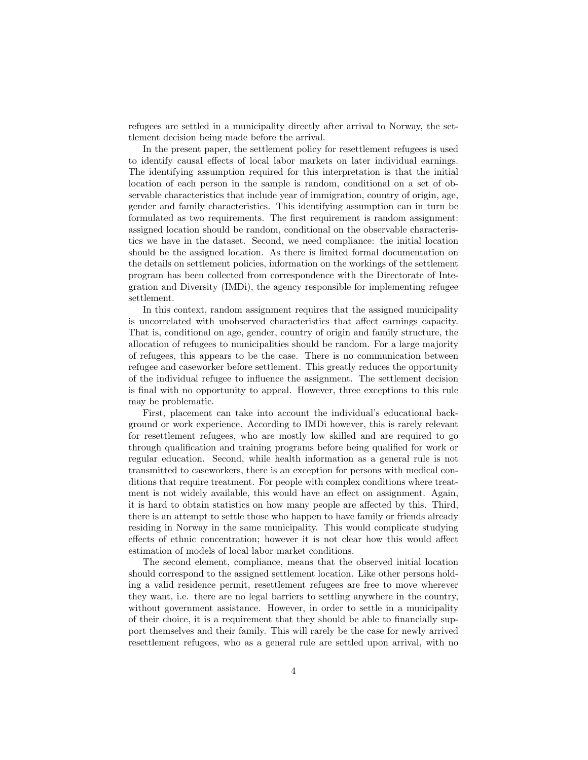refugees are settled in a municipality directly after arrival to Norway, the settlement decision being made before the arrival.

In the present paper, the settlement policy for resettlement refugees is used to identify causal effects of local labor markets on later individual earnings. The identifying assumption required for this interpretation is that the initial location of each person in the sample is random, conditional on a set of observable characteristics that include year of immigration, country of origin, age, gender and family characteristics. This identifying assumption can in turn be formulated as two requirements. The first requirement is random assignment: assigned location should be random, conditional on the observable characteristics we have in the dataset. Second, we need compliance: the initial location should be the assigned location. As there is limited formal documentation on the details on settlement policies, information on the workings of the settlement program has been collected from correspondence with the Directorate of Integration and Diversity (IMDi), the agency responsible for implementing refugee settlement.

In this context, random assignment requires that the assigned municipality is uncorrelated with unobserved characteristics that affect earnings capacity. That is, conditional on age, gender, country of origin and family structure, the allocation of refugees to municipalities should be random. For a large majority of refugees, this appears to be the case. There is no communication between refugee and caseworker before settlement. This greatly reduces the opportunity of the individual refugee to influence the assignment. The settlement decision is final with no opportunity to appeal. However, three exceptions to this rule may be problematic.

First, placement can take into account the individual's educational background or work experience. According to IMDi however, this is rarely relevant for resettlement refugees, who are mostly low skilled and are required to go through qualification and training programs before being qualified for work or regular education. Second, while health information as a general rule is not transmitted to caseworkers, there is an exception for persons with medical conditions that require treatment. For people with complex conditions where treatment is not widely available, this would have an effect on assignment. Again, it is hard to obtain statistics on how many people are affected by this. Third, there is an attempt to settle those who happen to have family or friends already residing in Norway in the same municipality. This would complicate studying effects of ethnic concentration; however it is not clear how this would affect estimation of models of local labor market conditions.

The second element, compliance, means that the observed initial location should correspond to the assigned settlement location. Like other persons holding a valid residence permit, resettlement refugees are free to move wherever they want, i.e. there are no legal barriers to settling anywhere in the country, without government assistance. However, in order to settle in a municipality of their choice, it is a requirement that they should be able to financially support themselves and their family. This will rarely be the case for newly arrived resettlement refugees, who as a general rule are settled upon arrival, with no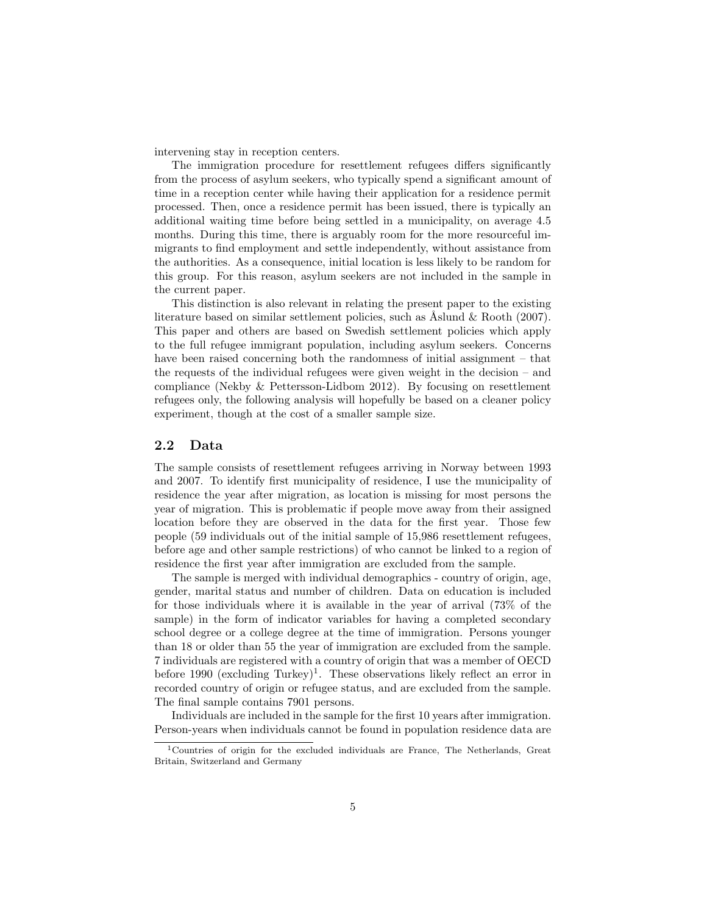intervening stay in reception centers.

The immigration procedure for resettlement refugees differs significantly from the process of asylum seekers, who typically spend a significant amount of time in a reception center while having their application for a residence permit processed. Then, once a residence permit has been issued, there is typically an additional waiting time before being settled in a municipality, on average 4.5 months. During this time, there is arguably room for the more resourceful immigrants to find employment and settle independently, without assistance from the authorities. As a consequence, initial location is less likely to be random for this group. For this reason, asylum seekers are not included in the sample in the current paper.

This distinction is also relevant in relating the present paper to the existing literature based on similar settlement policies, such as Åslund & Rooth (2007). This paper and others are based on Swedish settlement policies which apply to the full refugee immigrant population, including asylum seekers. Concerns have been raised concerning both the randomness of initial assignment – that the requests of the individual refugees were given weight in the decision – and compliance (Nekby & Pettersson-Lidbom 2012). By focusing on resettlement refugees only, the following analysis will hopefully be based on a cleaner policy experiment, though at the cost of a smaller sample size.

## 2.2 Data

The sample consists of resettlement refugees arriving in Norway between 1993 and 2007. To identify first municipality of residence, I use the municipality of residence the year after migration, as location is missing for most persons the year of migration. This is problematic if people move away from their assigned location before they are observed in the data for the first year. Those few people (59 individuals out of the initial sample of 15,986 resettlement refugees, before age and other sample restrictions) of who cannot be linked to a region of residence the first year after immigration are excluded from the sample.

The sample is merged with individual demographics - country of origin, age, gender, marital status and number of children. Data on education is included for those individuals where it is available in the year of arrival (73% of the sample) in the form of indicator variables for having a completed secondary school degree or a college degree at the time of immigration. Persons younger than 18 or older than 55 the year of immigration are excluded from the sample. 7 individuals are registered with a country of origin that was a member of OECD before 1990 (excluding Turkey)[1]. These observations likely reflect an error in recorded country of origin or refugee status, and are excluded from the sample. The final sample contains 7901 persons.

Individuals are included in the sample for the first 10 years after immigration. Person-years when individuals cannot be found in population residence data are

[1]Countries of origin for the excluded individuals are France, The Netherlands, Great Britain, Switzerland and Germany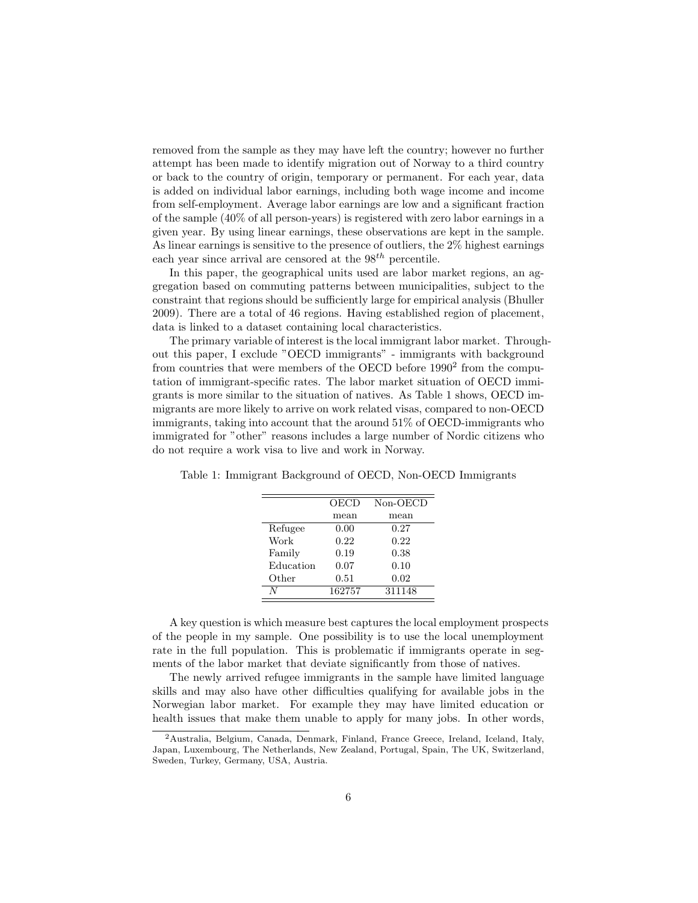removed from the sample as they may have left the country; however no further attempt has been made to identify migration out of Norway to a third country or back to the country of origin, temporary or permanent. For each year, data is added on individual labor earnings, including both wage income and income from self-employment. Average labor earnings are low and a significant fraction of the sample (40% of all person-years) is registered with zero labor earnings in a given year. By using linear earnings, these observations are kept in the sample. As linear earnings is sensitive to the presence of outliers, the 2% highest earnings each year since arrival are censored at the $98^{th}$ percentile.

In this paper, the geographical units used are labor market regions, an aggregation based on commuting patterns between municipalities, subject to the constraint that regions should be sufficiently large for empirical analysis (Bhuller 2009). There are a total of 46 regions. Having established region of placement, data is linked to a dataset containing local characteristics.

The primary variable of interest is the local immigrant labor market. Throughout this paper, I exclude "OECD immigrants" - immigrants with background from countries that were members of the OECD before 1990[2] from the computation of immigrant-specific rates. The labor market situation of OECD immigrants is more similar to the situation of natives. As Table 1 shows, OECD immigrants are more likely to arrive on work related visas, compared to non-OECD immigrants, taking into account that the around 51% of OECD-immigrants who immigrated for "other" reasons includes a large number of Nordic citizens who do not require a work visa to live and work in Norway.

Table 1: Immigrant Background of OECD, Non-OECD Immigrants

| | OECD | Non-OECD |
|---|---|---|
| | mean | mean |
| Refugee | 0.00 | 0.27 |
| Work | 0.22 | 0.22 |
| Family | 0.19 | 0.38 |
| Education | 0.07 | 0.10 |
| Other | 0.51 | 0.02 |
| $N$ | 162757 | 311148 |

A key question is which measure best captures the local employment prospects of the people in my sample. One possibility is to use the local unemployment rate in the full population. This is problematic if immigrants operate in segments of the labor market that deviate significantly from those of natives.

The newly arrived refugee immigrants in the sample have limited language skills and may also have other difficulties qualifying for available jobs in the Norwegian labor market. For example they may have limited education or health issues that make them unable to apply for many jobs. In other words,

[2] Australia, Belgium, Canada, Denmark, Finland, France Greece, Ireland, Iceland, Italy, Japan, Luxembourg, The Netherlands, New Zealand, Portugal, Spain, The UK, Switzerland, Sweden, Turkey, Germany, USA, Austria.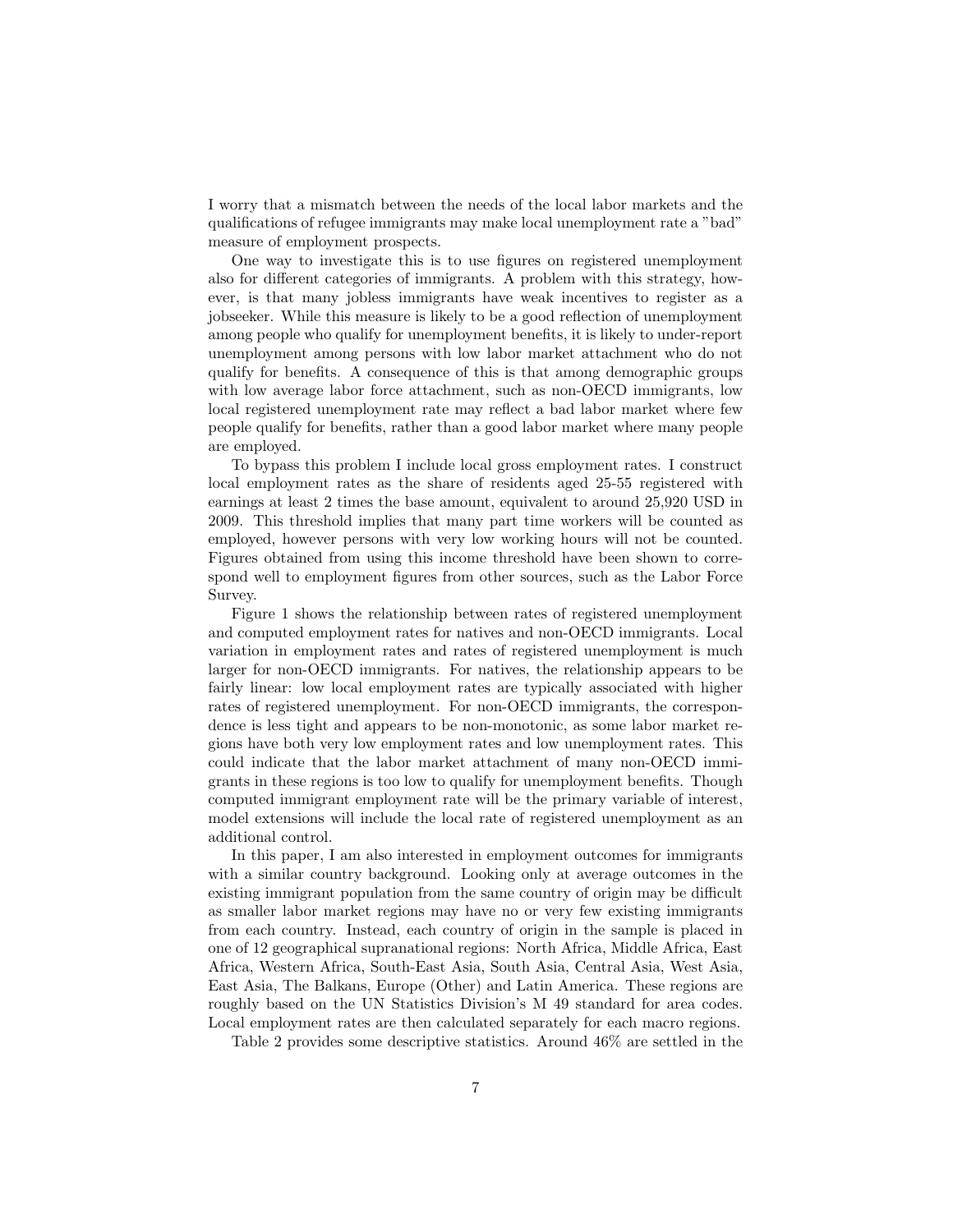I worry that a mismatch between the needs of the local labor markets and the qualifications of refugee immigrants may make local unemployment rate a "bad" measure of employment prospects.

One way to investigate this is to use figures on registered unemployment also for different categories of immigrants. A problem with this strategy, however, is that many jobless immigrants have weak incentives to register as a jobseeker. While this measure is likely to be a good reflection of unemployment among people who qualify for unemployment benefits, it is likely to under-report unemployment among persons with low labor market attachment who do not qualify for benefits. A consequence of this is that among demographic groups with low average labor force attachment, such as non-OECD immigrants, low local registered unemployment rate may reflect a bad labor market where few people qualify for benefits, rather than a good labor market where many people are employed.

To bypass this problem I include local gross employment rates. I construct local employment rates as the share of residents aged 25-55 registered with earnings at least 2 times the base amount, equivalent to around 25,920 USD in 2009. This threshold implies that many part time workers will be counted as employed, however persons with very low working hours will not be counted. Figures obtained from using this income threshold have been shown to correspond well to employment figures from other sources, such as the Labor Force Survey.

Figure 1 shows the relationship between rates of registered unemployment and computed employment rates for natives and non-OECD immigrants. Local variation in employment rates and rates of registered unemployment is much larger for non-OECD immigrants. For natives, the relationship appears to be fairly linear: low local employment rates are typically associated with higher rates of registered unemployment. For non-OECD immigrants, the correspondence is less tight and appears to be non-monotonic, as some labor market regions have both very low employment rates and low unemployment rates. This could indicate that the labor market attachment of many non-OECD immigrants in these regions is too low to qualify for unemployment benefits. Though computed immigrant employment rate will be the primary variable of interest, model extensions will include the local rate of registered unemployment as an additional control.

In this paper, I am also interested in employment outcomes for immigrants with a similar country background. Looking only at average outcomes in the existing immigrant population from the same country of origin may be difficult as smaller labor market regions may have no or very few existing immigrants from each country. Instead, each country of origin in the sample is placed in one of 12 geographical supranational regions: North Africa, Middle Africa, East Africa, Western Africa, South-East Asia, South Asia, Central Asia, West Asia, East Asia, The Balkans, Europe (Other) and Latin America. These regions are roughly based on the UN Statistics Division's M 49 standard for area codes. Local employment rates are then calculated separately for each macro regions.

Table 2 provides some descriptive statistics. Around 46% are settled in the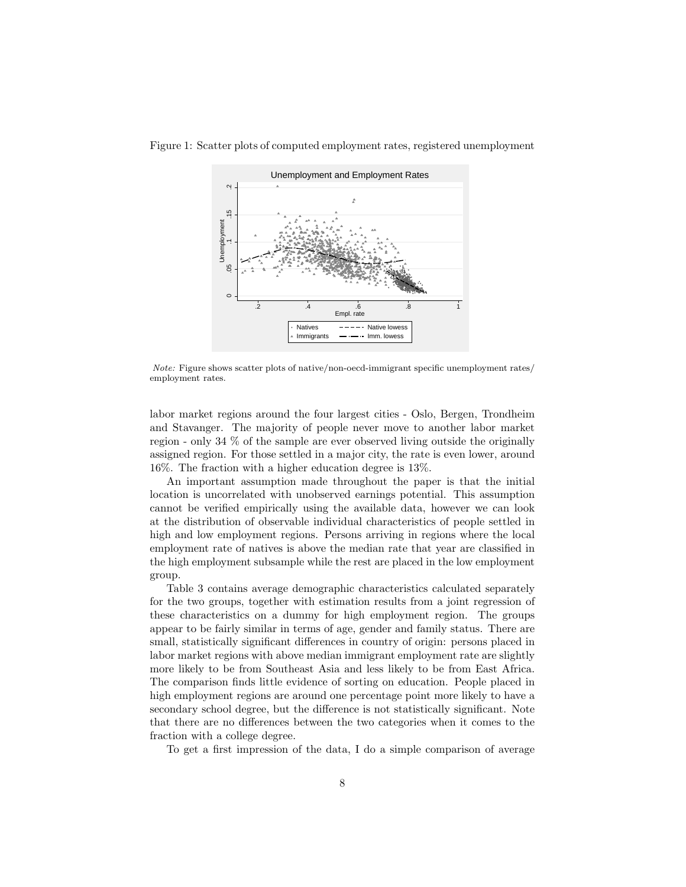Figure 1: Scatter plots of computed employment rates, registered unemployment

*Note:* Figure shows scatter plots of native/non-oecd-immigrant specific unemployment rates/ employment rates.

labor market regions around the four largest cities - Oslo, Bergen, Trondheim and Stavanger. The majority of people never move to another labor market region - only 34 % of the sample are ever observed living outside the originally assigned region. For those settled in a major city, the rate is even lower, around 16%. The fraction with a higher education degree is 13%.

An important assumption made throughout the paper is that the initial location is uncorrelated with unobserved earnings potential. This assumption cannot be verified empirically using the available data, however we can look at the distribution of observable individual characteristics of people settled in high and low employment regions. Persons arriving in regions where the local employment rate of natives is above the median rate that year are classified in the high employment subsample while the rest are placed in the low employment group.

Table 3 contains average demographic characteristics calculated separately for the two groups, together with estimation results from a joint regression of these characteristics on a dummy for high employment region. The groups appear to be fairly similar in terms of age, gender and family status. There are small, statistically significant differences in country of origin: persons placed in labor market regions with above median immigrant employment rate are slightly more likely to be from Southeast Asia and less likely to be from East Africa. The comparison finds little evidence of sorting on education. People placed in high employment regions are around one percentage point more likely to have a secondary school degree, but the difference is not statistically significant. Note that there are no differences between the two categories when it comes to the fraction with a college degree.

To get a first impression of the data, I do a simple comparison of average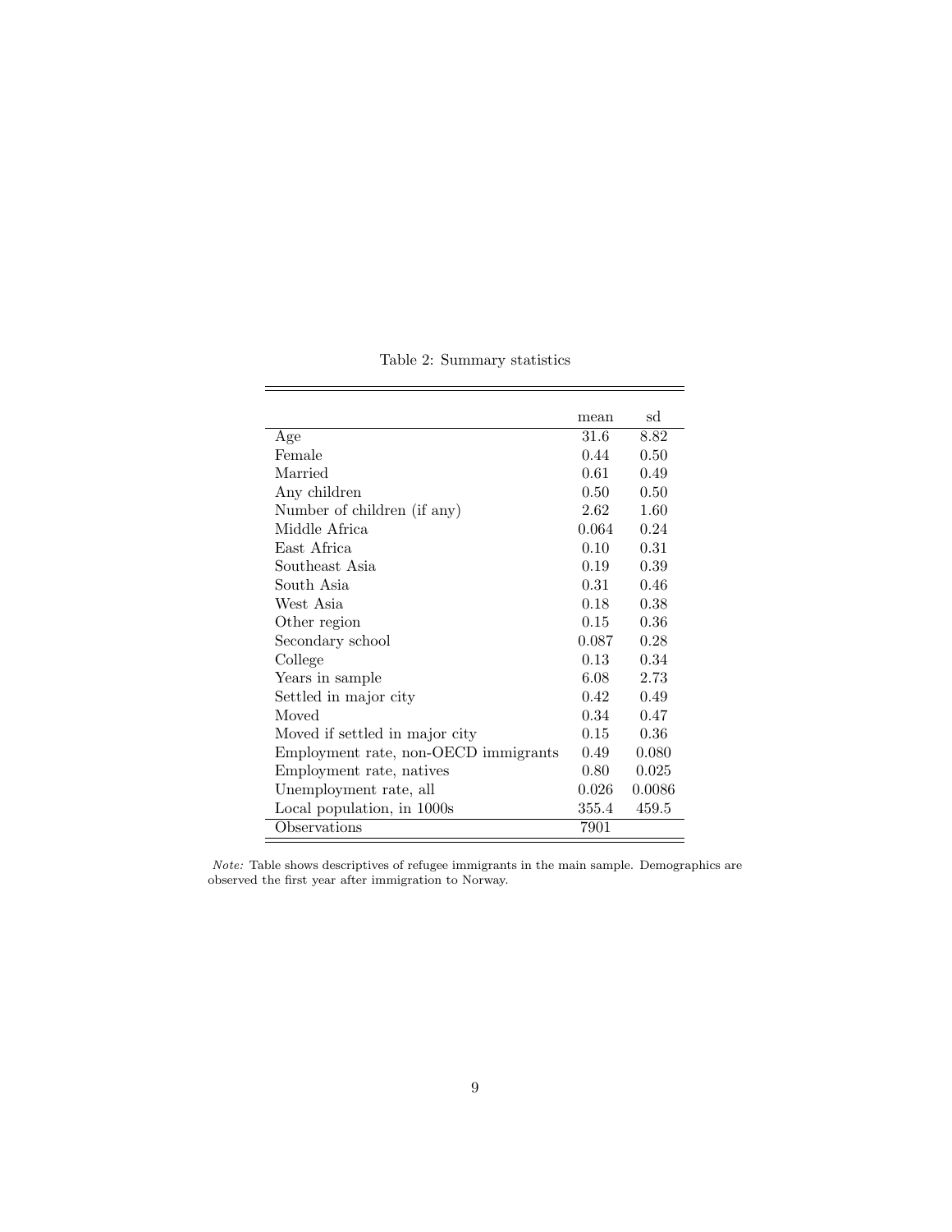Table 2: Summary statistics

| | mean | sd |
|---|---|---|
| Age | 31.6 | 8.82 |
| Female | 0.44 | 0.50 |
| Married | 0.61 | 0.49 |
| Any children | 0.50 | 0.50 |
| Number of children (if any) | 2.62 | 1.60 |
| Middle Africa | 0.064 | 0.24 |
| East Africa | 0.10 | 0.31 |
| Southeast Asia | 0.19 | 0.39 |
| South Asia | 0.31 | 0.46 |
| West Asia | 0.18 | 0.38 |
| Other region | 0.15 | 0.36 |
| Secondary school | 0.087 | 0.28 |
| College | 0.13 | 0.34 |
| Years in sample | 6.08 | 2.73 |
| Settled in major city | 0.42 | 0.49 |
| Moved | 0.34 | 0.47 |
| Moved if settled in major city | 0.15 | 0.36 |
| Employment rate, non-OECD immigrants | 0.49 | 0.080 |
| Employment rate, natives | 0.80 | 0.025 |
| Unemployment rate, all | 0.026 | 0.0086 |
| Local population, in 1000s | 355.4 | 459.5 |
| Observations | 7901 | |

*Note:* Table shows descriptives of refugee immigrants in the main sample. Demographics are observed the first year after immigration to Norway.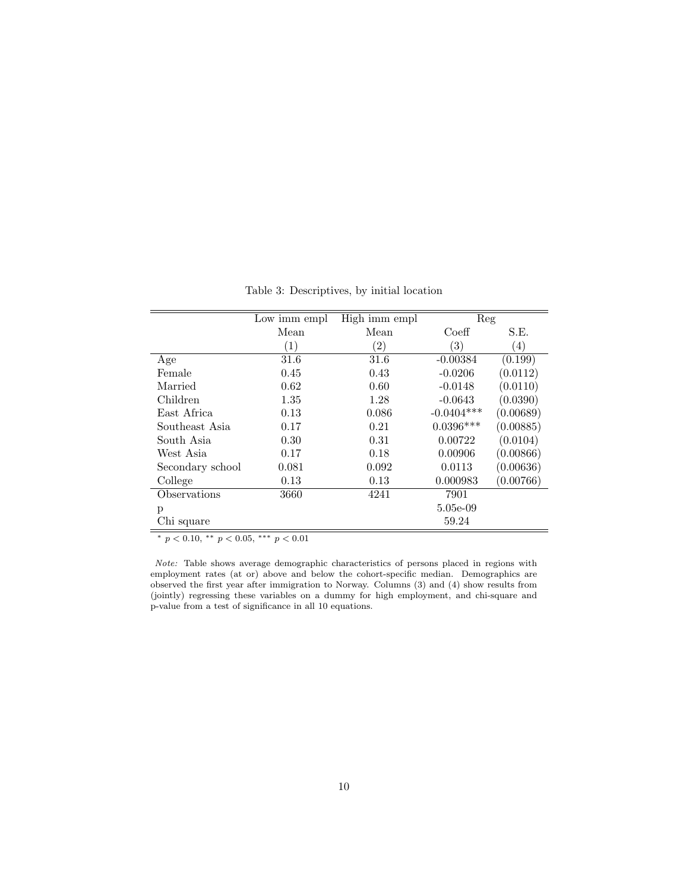Table 3: Descriptives, by initial location

| | Low imm empl | High imm empl | Reg | |
|---|---|---|---|---|
| | Mean | Mean | Coeff | S.E. |
| | (1) | (2) | (3) | (4) |
| Age | 31.6 | 31.6 | -0.00384 | (0.199) |
| Female | 0.45 | 0.43 | -0.0206 | (0.0112) |
| Married | 0.62 | 0.60 | -0.0148 | (0.0110) |
| Children | 1.35 | 1.28 | -0.0643 | (0.0390) |
| East Africa | 0.13 | 0.086 | -0.0404*** | (0.00689) |
| Southeast Asia | 0.17 | 0.21 | 0.0396*** | (0.00885) |
| South Asia | 0.30 | 0.31 | 0.00722 | (0.0104) |
| West Asia | 0.17 | 0.18 | 0.00906 | (0.00866) |
| Secondary school | 0.081 | 0.092 | 0.0113 | (0.00636) |
| College | 0.13 | 0.13 | 0.000983 | (0.00766) |
| Observations | 3660 | 4241 | 7901 | |
| p | | | 5.05e-09 | |
| Chi square | | | 59.24 | |

* $p < 0.10$, ** $p < 0.05$, *** $p < 0.01$

*Note:* Table shows average demographic characteristics of persons placed in regions with employment rates (at or) above and below the cohort-specific median. Demographics are observed the first year after immigration to Norway. Columns (3) and (4) show results from (jointly) regressing these variables on a dummy for high employment, and chi-square and p-value from a test of significance in all 10 equations.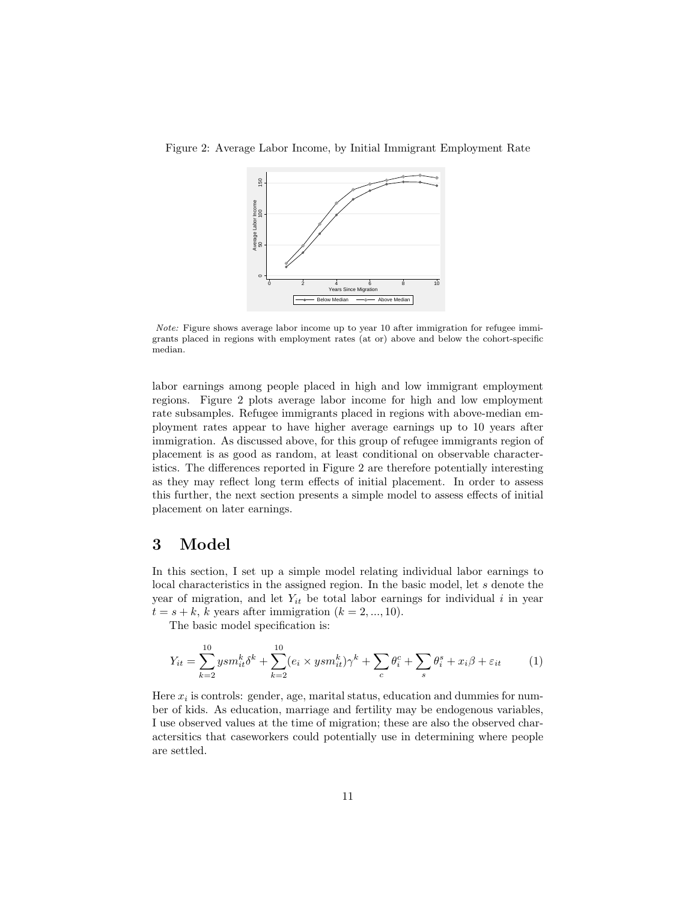Figure 2: Average Labor Income, by Initial Immigrant Employment Rate

*Note:* Figure shows average labor income up to year 10 after immigration for refugee immigrants placed in regions with employment rates (at or) above and below the cohort-specific median.

labor earnings among people placed in high and low immigrant employment regions. Figure 2 plots average labor income for high and low employment rate subsamples. Refugee immigrants placed in regions with above-median employment rates appear to have higher average earnings up to 10 years after immigration. As discussed above, for this group of refugee immigrants region of placement is as good as random, at least conditional on observable characteristics. The differences reported in Figure 2 are therefore potentially interesting as they may reflect long term effects of initial placement. In order to assess this further, the next section presents a simple model to assess effects of initial placement on later earnings.

# 3 Model

In this section, I set up a simple model relating individual labor earnings to local characteristics in the assigned region. In the basic model, let $s$ denote the year of migration, and let $Y_{it}$ be total labor earnings for individual $i$ in year $t = s + k$, $k$ years after immigration ($k = 2, ..., 10$).

The basic model specification is:

$$Y_{it} = \sum_{k=2}^{10} ysm_{it}^{k}\delta^{k} + \sum_{k=2}^{10}(e_i \times ysm_{it}^{k})\gamma^{k} + \sum_{c} \theta_i^c + \sum_{s} \theta_i^s + x_i\beta + \varepsilon_{it} \tag{1}$$

Here $x_i$ is controls: gender, age, marital status, education and dummies for number of kids. As education, marriage and fertility may be endogenous variables, I use observed values at the time of migration; these are also the observed characteristics that caseworkers could potentially use in determining where people are settled.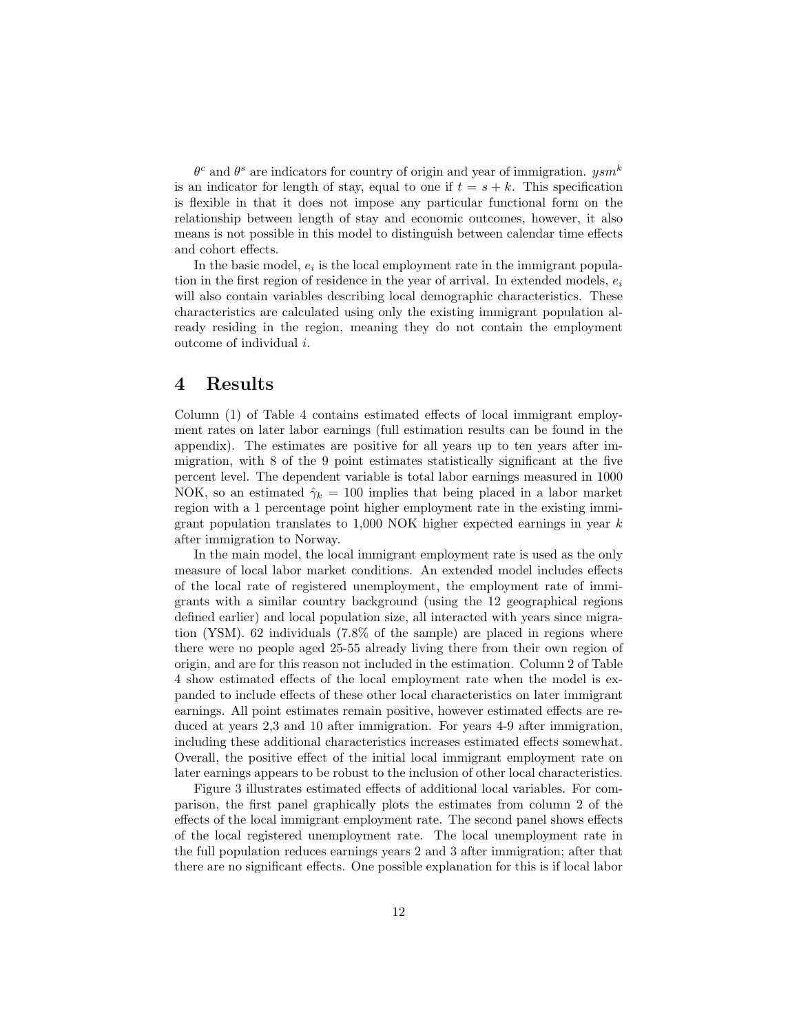$\theta^c$ and $\theta^s$ are indicators for country of origin and year of immigration. $ysm^k$ is an indicator for length of stay, equal to one if $t = s + k$. This specification is flexible in that it does not impose any particular functional form on the relationship between length of stay and economic outcomes, however, it also means is not possible in this model to distinguish between calendar time effects and cohort effects.

In the basic model, $e_i$ is the local employment rate in the immigrant population in the first region of residence in the year of arrival. In extended models, $e_i$ will also contain variables describing local demographic characteristics. These characteristics are calculated using only the existing immigrant population already residing in the region, meaning they do not contain the employment outcome of individual $i$.

# 4 Results

Column (1) of Table 4 contains estimated effects of local immigrant employment rates on later labor earnings (full estimation results can be found in the appendix). The estimates are positive for all years up to ten years after immigration, with 8 of the 9 point estimates statistically significant at the five percent level. The dependent variable is total labor earnings measured in 1000 NOK, so an estimated $\hat{\gamma}_k = 100$ implies that being placed in a labor market region with a 1 percentage point higher employment rate in the existing immigrant population translates to 1,000 NOK higher expected earnings in year $k$ after immigration to Norway.

In the main model, the local immigrant employment rate is used as the only measure of local labor market conditions. An extended model includes effects of the local rate of registered unemployment, the employment rate of immigrants with a similar country background (using the 12 geographical regions defined earlier) and local population size, all interacted with years since migration (YSM). 62 individuals (7.8% of the sample) are placed in regions where there were no people aged 25-55 already living there from their own region of origin, and are for this reason not included in the estimation. Column 2 of Table 4 show estimated effects of the local employment rate when the model is expanded to include effects of these other local characteristics on later immigrant earnings. All point estimates remain positive, however estimated effects are reduced at years 2,3 and 10 after immigration. For years 4-9 after immigration, including these additional characteristics increases estimated effects somewhat. Overall, the positive effect of the initial local immigrant employment rate on later earnings appears to be robust to the inclusion of other local characteristics.

Figure 3 illustrates estimated effects of additional local variables. For comparison, the first panel graphically plots the estimates from column 2 of the effects of the local immigrant employment rate. The second panel shows effects of the local registered unemployment rate. The local unemployment rate in the full population reduces earnings years 2 and 3 after immigration; after that there are no significant effects. One possible explanation for this is if local labor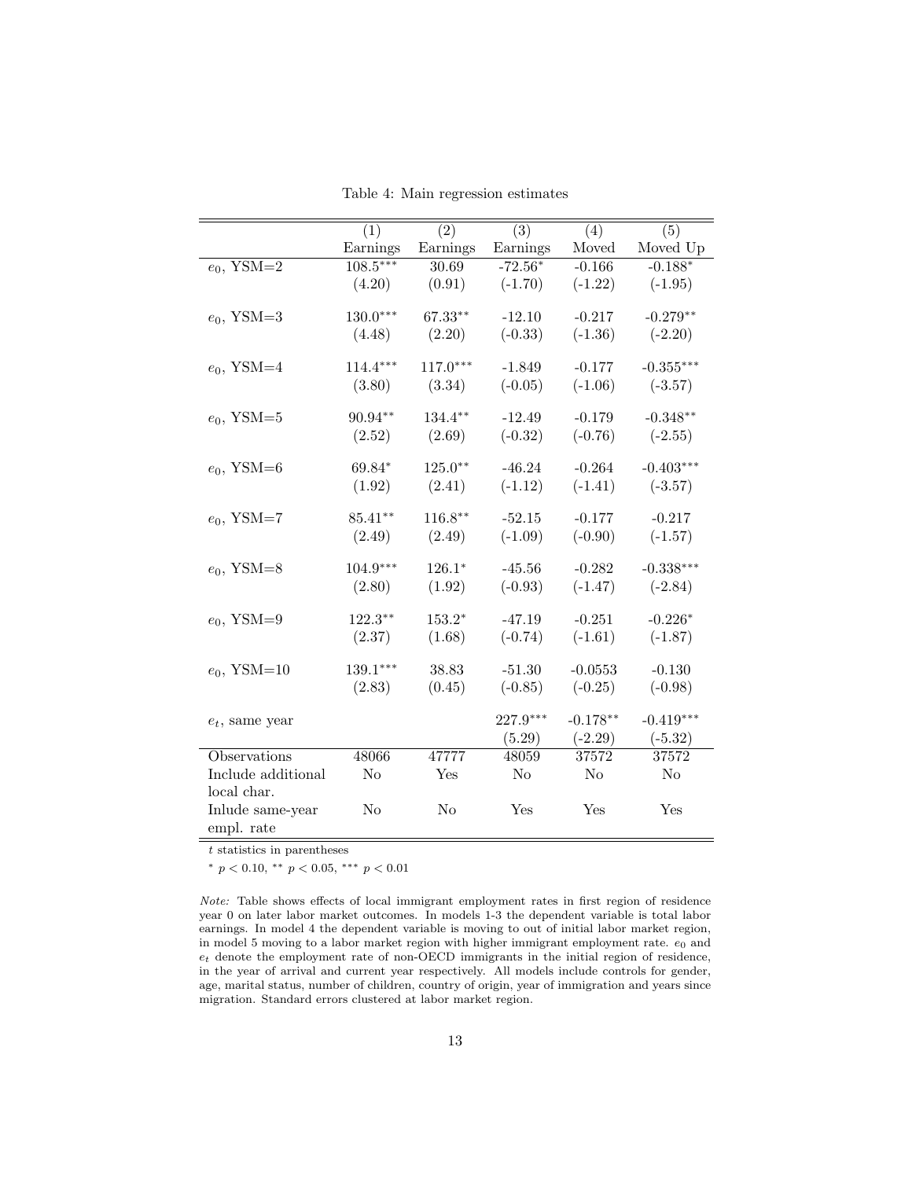Table 4: Main regression estimates

| | (1) | (2) | (3) | (4) | (5) |
|---|---|---|---|---|---|
| | Earnings | Earnings | Earnings | Moved | Moved Up |
| $e_0$, YSM=2 | 108.5*** | 30.69 | -72.56* | -0.166 | -0.188* |
| | (4.20) | (0.91) | (-1.70) | (-1.22) | (-1.95) |
| $e_0$, YSM=3 | 130.0*** | 67.33** | -12.10 | -0.217 | -0.279** |
| | (4.48) | (2.20) | (-0.33) | (-1.36) | (-2.20) |
| $e_0$, YSM=4 | 114.4*** | 117.0*** | -1.849 | -0.177 | -0.355*** |
| | (3.80) | (3.34) | (-0.05) | (-1.06) | (-3.57) |
| $e_0$, YSM=5 | 90.94** | 134.4** | -12.49 | -0.179 | -0.348** |
| | (2.52) | (2.69) | (-0.32) | (-0.76) | (-2.55) |
| $e_0$, YSM=6 | 69.84* | 125.0** | -46.24 | -0.264 | -0.403*** |
| | (1.92) | (2.41) | (-1.12) | (-1.41) | (-3.57) |
| $e_0$, YSM=7 | 85.41** | 116.8** | -52.15 | -0.177 | -0.217 |
| | (2.49) | (2.49) | (-1.09) | (-0.90) | (-1.57) |
| $e_0$, YSM=8 | 104.9*** | 126.1* | -45.56 | -0.282 | -0.338*** |
| | (2.80) | (1.92) | (-0.93) | (-1.47) | (-2.84) |
| $e_0$, YSM=9 | 122.3** | 153.2* | -47.19 | -0.251 | -0.226* |
| | (2.37) | (1.68) | (-0.74) | (-1.61) | (-1.87) |
| $e_0$, YSM=10 | 139.1*** | 38.83 | -51.30 | -0.0553 | -0.130 |
| | (2.83) | (0.45) | (-0.85) | (-0.25) | (-0.98) |
| $e_t$, same year | | | 227.9*** | -0.178** | -0.419*** |
| | | | (5.29) | (-2.29) | (-5.32) |
| Observations | 48066 | 47777 | 48059 | 37572 | 37572 |
| Include additional local char. | No | Yes | No | No | No |
| Inlude same-year empl. rate | No | No | Yes | Yes | Yes |

$t$ statistics in parentheses

* $p < 0.10$, ** $p < 0.05$, *** $p < 0.01$

*Note:* Table shows effects of local immigrant employment rates in first region of residence year 0 on later labor market outcomes. In models 1-3 the dependent variable is total labor earnings. In model 4 the dependent variable is moving to out of initial labor market region, in model 5 moving to a labor market region with higher immigrant employment rate. $e_0$ and $e_t$ denote the employment rate of non-OECD immigrants in the initial region of residence, in the year of arrival and current year respectively. All models include controls for gender, age, marital status, number of children, country of origin, year of immigration and years since migration. Standard errors clustered at labor market region.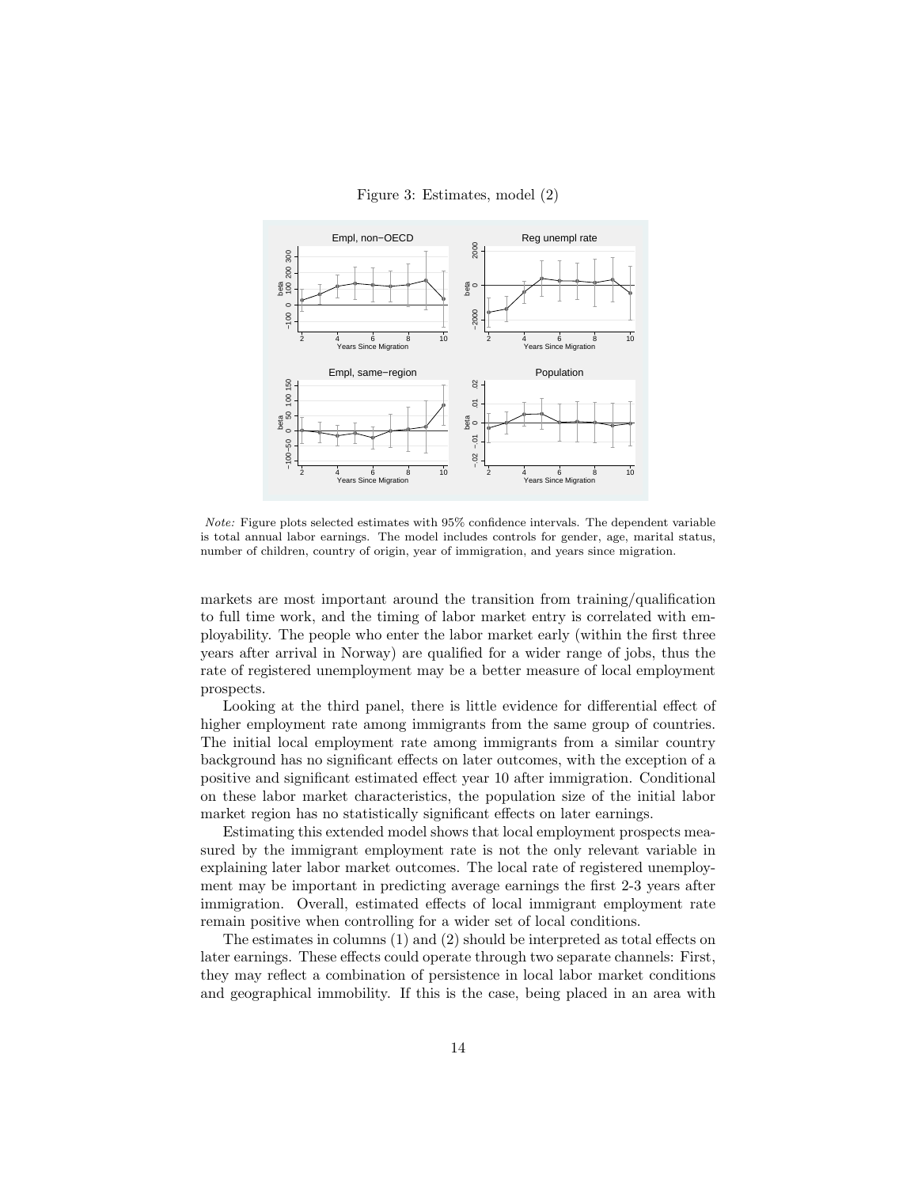Figure 3: Estimates, model (2)

*Note:* Figure plots selected estimates with 95% confidence intervals. The dependent variable is total annual labor earnings. The model includes controls for gender, age, marital status, number of children, country of origin, year of immigration, and years since migration.

markets are most important around the transition from training/qualification to full time work, and the timing of labor market entry is correlated with employability. The people who enter the labor market early (within the first three years after arrival in Norway) are qualified for a wider range of jobs, thus the rate of registered unemployment may be a better measure of local employment prospects.

Looking at the third panel, there is little evidence for differential effect of higher employment rate among immigrants from the same group of countries. The initial local employment rate among immigrants from a similar country background has no significant effects on later outcomes, with the exception of a positive and significant estimated effect year 10 after immigration. Conditional on these labor market characteristics, the population size of the initial labor market region has no statistically significant effects on later earnings.

Estimating this extended model shows that local employment prospects measured by the immigrant employment rate is not the only relevant variable in explaining later labor market outcomes. The local rate of registered unemployment may be important in predicting average earnings the first 2-3 years after immigration. Overall, estimated effects of local immigrant employment rate remain positive when controlling for a wider set of local conditions.

The estimates in columns (1) and (2) should be interpreted as total effects on later earnings. These effects could operate through two separate channels: First, they may reflect a combination of persistence in local labor market conditions and geographical immobility. If this is the case, being placed in an area with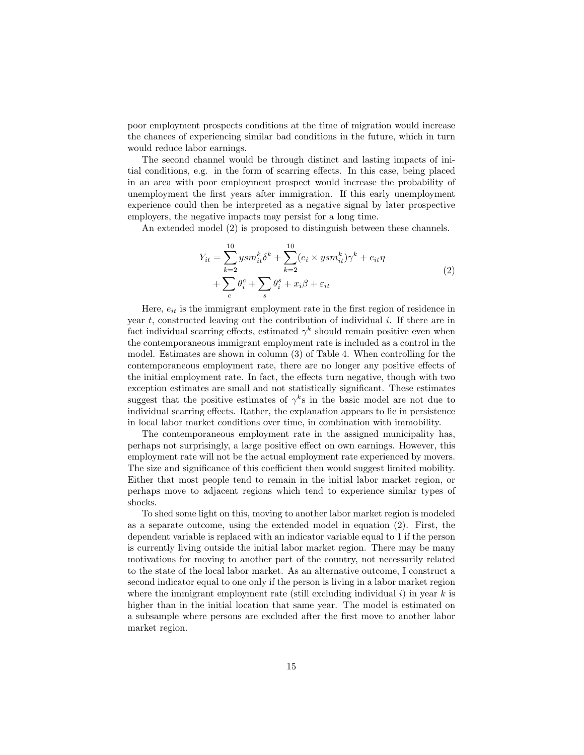poor employment prospects conditions at the time of migration would increase the chances of experiencing similar bad conditions in the future, which in turn would reduce labor earnings.

The second channel would be through distinct and lasting impacts of initial conditions, e.g. in the form of scarring effects. In this case, being placed in an area with poor employment prospect would increase the probability of unemployment the first years after immigration. If this early unemployment experience could then be interpreted as a negative signal by later prospective employers, the negative impacts may persist for a long time.

An extended model (2) is proposed to distinguish between these channels.

$$
\begin{aligned}
Y_{it} = &\sum_{k=2}^{10} ysm_{it}^{k}\delta^{k} + \sum_{k=2}^{10}(e_i \times ysm_{it}^{k})\gamma^{k} + e_{it}\eta \\
&+ \sum_{c}\theta_i^{c} + \sum_{s}\theta_i^{s} + x_i\beta + \varepsilon_{it}
\end{aligned}
\tag{2}
$$

Here, $e_{it}$ is the immigrant employment rate in the first region of residence in year $t$, constructed leaving out the contribution of individual $i$. If there are in fact individual scarring effects, estimated $\gamma^k$ should remain positive even when the contemporaneous immigrant employment rate is included as a control in the model. Estimates are shown in column (3) of Table 4. When controlling for the contemporaneous employment rate, there are no longer any positive effects of the initial employment rate. In fact, the effects turn negative, though with two exception estimates are small and not statistically significant. These estimates suggest that the positive estimates of $\gamma^k$s in the basic model are not due to individual scarring effects. Rather, the explanation appears to lie in persistence in local labor market conditions over time, in combination with immobility.

The contemporaneous employment rate in the assigned municipality has, perhaps not surprisingly, a large positive effect on own earnings. However, this employment rate will not be the actual employment rate experienced by movers. The size and significance of this coefficient then would suggest limited mobility. Either that most people tend to remain in the initial labor market region, or perhaps move to adjacent regions which tend to experience similar types of shocks.

To shed some light on this, moving to another labor market region is modeled as a separate outcome, using the extended model in equation (2). First, the dependent variable is replaced with an indicator variable equal to 1 if the person is currently living outside the initial labor market region. There may be many motivations for moving to another part of the country, not necessarily related to the state of the local labor market. As an alternative outcome, I construct a second indicator equal to one only if the person is living in a labor market region where the immigrant employment rate (still excluding individual $i$) in year $k$ is higher than in the initial location that same year. The model is estimated on a subsample where persons are excluded after the first move to another labor market region.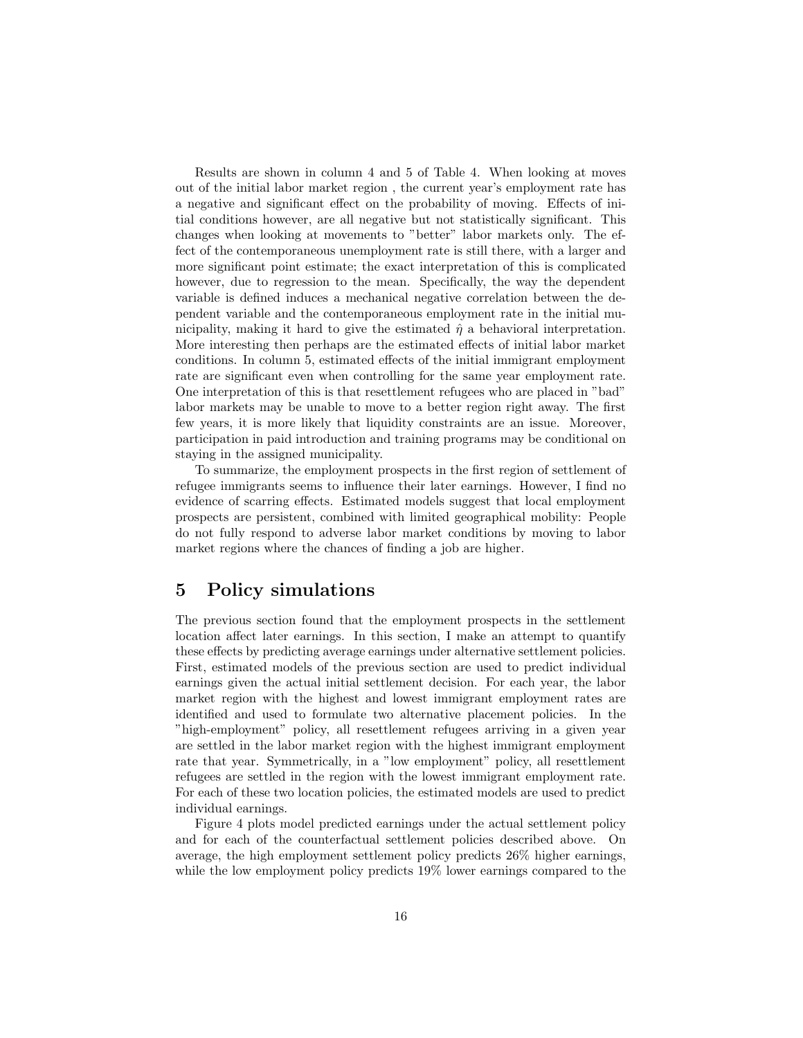Results are shown in column 4 and 5 of Table 4. When looking at moves out of the initial labor market region , the current year's employment rate has a negative and significant effect on the probability of moving. Effects of initial conditions however, are all negative but not statistically significant. This changes when looking at movements to "better" labor markets only. The effect of the contemporaneous unemployment rate is still there, with a larger and more significant point estimate; the exact interpretation of this is complicated however, due to regression to the mean. Specifically, the way the dependent variable is defined induces a mechanical negative correlation between the dependent variable and the contemporaneous employment rate in the initial municipality, making it hard to give the estimated $\hat{\eta}$ a behavioral interpretation. More interesting then perhaps are the estimated effects of initial labor market conditions. In column 5, estimated effects of the initial immigrant employment rate are significant even when controlling for the same year employment rate. One interpretation of this is that resettlement refugees who are placed in "bad" labor markets may be unable to move to a better region right away. The first few years, it is more likely that liquidity constraints are an issue. Moreover, participation in paid introduction and training programs may be conditional on staying in the assigned municipality.

To summarize, the employment prospects in the first region of settlement of refugee immigrants seems to influence their later earnings. However, I find no evidence of scarring effects. Estimated models suggest that local employment prospects are persistent, combined with limited geographical mobility: People do not fully respond to adverse labor market conditions by moving to labor market regions where the chances of finding a job are higher.

# 5 Policy simulations

The previous section found that the employment prospects in the settlement location affect later earnings. In this section, I make an attempt to quantify these effects by predicting average earnings under alternative settlement policies. First, estimated models of the previous section are used to predict individual earnings given the actual initial settlement decision. For each year, the labor market region with the highest and lowest immigrant employment rates are identified and used to formulate two alternative placement policies. In the "high-employment" policy, all resettlement refugees arriving in a given year are settled in the labor market region with the highest immigrant employment rate that year. Symmetrically, in a "low employment" policy, all resettlement refugees are settled in the region with the lowest immigrant employment rate. For each of these two location policies, the estimated models are used to predict individual earnings.

Figure 4 plots model predicted earnings under the actual settlement policy and for each of the counterfactual settlement policies described above. On average, the high employment settlement policy predicts 26% higher earnings, while the low employment policy predicts 19% lower earnings compared to the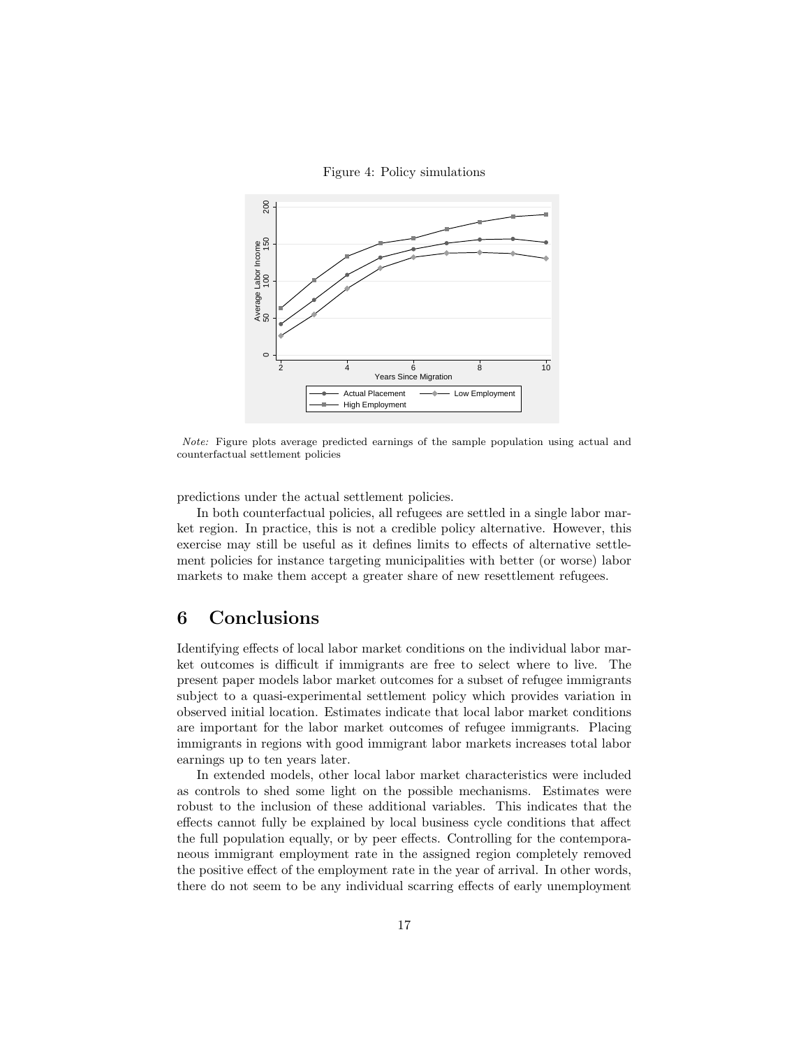Figure 4: Policy simulations

*Note:* Figure plots average predicted earnings of the sample population using actual and counterfactual settlement policies

predictions under the actual settlement policies.

In both counterfactual policies, all refugees are settled in a single labor market region. In practice, this is not a credible policy alternative. However, this exercise may still be useful as it defines limits to effects of alternative settlement policies for instance targeting municipalities with better (or worse) labor markets to make them accept a greater share of new resettlement refugees.

# 6 Conclusions

Identifying effects of local labor market conditions on the individual labor market outcomes is difficult if immigrants are free to select where to live. The present paper models labor market outcomes for a subset of refugee immigrants subject to a quasi-experimental settlement policy which provides variation in observed initial location. Estimates indicate that local labor market conditions are important for the labor market outcomes of refugee immigrants. Placing immigrants in regions with good immigrant labor markets increases total labor earnings up to ten years later.

In extended models, other local labor market characteristics were included as controls to shed some light on the possible mechanisms. Estimates were robust to the inclusion of these additional variables. This indicates that the effects cannot fully be explained by local business cycle conditions that affect the full population equally, or by peer effects. Controlling for the contemporaneous immigrant employment rate in the assigned region completely removed the positive effect of the employment rate in the year of arrival. In other words, there do not seem to be any individual scarring effects of early unemployment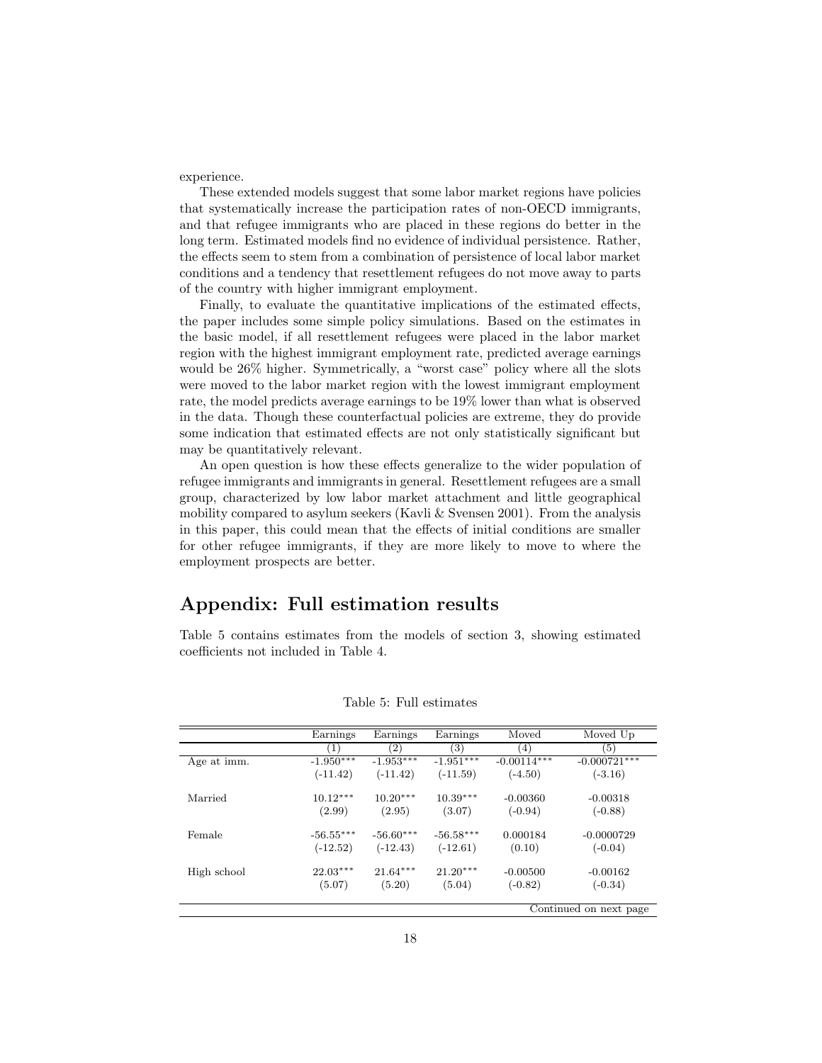experience.

These extended models suggest that some labor market regions have policies that systematically increase the participation rates of non-OECD immigrants, and that refugee immigrants who are placed in these regions do better in the long term. Estimated models find no evidence of individual persistence. Rather, the effects seem to stem from a combination of persistence of local labor market conditions and a tendency that resettlement refugees do not move away to parts of the country with higher immigrant employment.

Finally, to evaluate the quantitative implications of the estimated effects, the paper includes some simple policy simulations. Based on the estimates in the basic model, if all resettlement refugees were placed in the labor market region with the highest immigrant employment rate, predicted average earnings would be 26% higher. Symmetrically, a "worst case" policy where all the slots were moved to the labor market region with the lowest immigrant employment rate, the model predicts average earnings to be 19% lower than what is observed in the data. Though these counterfactual policies are extreme, they do provide some indication that estimated effects are not only statistically significant but may be quantitatively relevant.

An open question is how these effects generalize to the wider population of refugee immigrants and immigrants in general. Resettlement refugees are a small group, characterized by low labor market attachment and little geographical mobility compared to asylum seekers (Kavli & Svensen 2001). From the analysis in this paper, this could mean that the effects of initial conditions are smaller for other refugee immigrants, if they are more likely to move to where the employment prospects are better.

## Appendix: Full estimation results

Table 5 contains estimates from the models of section 3, showing estimated coefficients not included in Table 4.

Table 5: Full estimates

| | Earnings | Earnings | Earnings | Moved | Moved Up |
|---|---|---|---|---|---|
| | (1) | (2) | (3) | (4) | (5) |
| Age at imm. | -1.950*** | -1.953*** | -1.951*** | -0.00114*** | -0.000721*** |
| | (-11.42) | (-11.42) | (-11.59) | (-4.50) | (-3.16) |
| Married | 10.12*** | 10.20*** | 10.39*** | -0.00360 | -0.00318 |
| | (2.99) | (2.95) | (3.07) | (-0.94) | (-0.88) |
| Female | -56.55*** | -56.60*** | -56.58*** | 0.000184 | -0.0000729 |
| | (-12.52) | (-12.43) | (-12.61) | (0.10) | (-0.04) |
| High school | 22.03*** | 21.64*** | 21.20*** | -0.00500 | -0.00162 |
| | (5.07) | (5.20) | (5.04) | (-0.82) | (-0.34) |

Continued on next page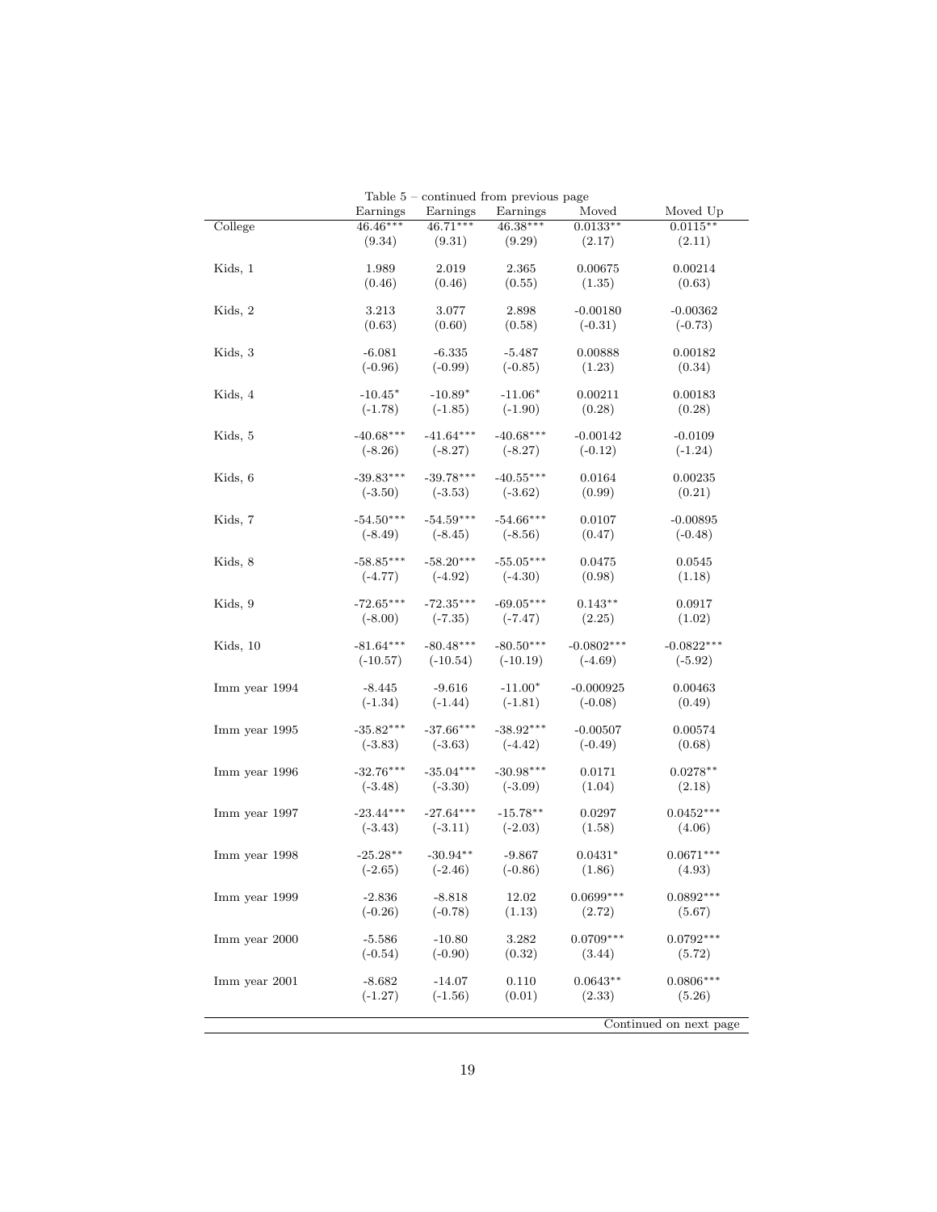Table 5 – continued from previous page

| | Earnings | Earnings | Earnings | Moved | Moved Up |
|---|---|---|---|---|---|
| College | 46.46*** | 46.71*** | 46.38*** | 0.0133** | 0.0115** |
| | (9.34) | (9.31) | (9.29) | (2.17) | (2.11) |
| Kids, 1 | 1.989 | 2.019 | 2.365 | 0.00675 | 0.00214 |
| | (0.46) | (0.46) | (0.55) | (1.35) | (0.63) |
| Kids, 2 | 3.213 | 3.077 | 2.898 | -0.00180 | -0.00362 |
| | (0.63) | (0.60) | (0.58) | (-0.31) | (-0.73) |
| Kids, 3 | -6.081 | -6.335 | -5.487 | 0.00888 | 0.00182 |
| | (-0.96) | (-0.99) | (-0.85) | (1.23) | (0.34) |
| Kids, 4 | -10.45* | -10.89* | -11.06* | 0.00211 | 0.00183 |
| | (-1.78) | (-1.85) | (-1.90) | (0.28) | (0.28) |
| Kids, 5 | -40.68*** | -41.64*** | -40.68*** | -0.00142 | -0.0109 |
| | (-8.26) | (-8.27) | (-8.27) | (-0.12) | (-1.24) |
| Kids, 6 | -39.83*** | -39.78*** | -40.55*** | 0.0164 | 0.00235 |
| | (-3.50) | (-3.53) | (-3.62) | (0.99) | (0.21) |
| Kids, 7 | -54.50*** | -54.59*** | -54.66*** | 0.0107 | -0.00895 |
| | (-8.49) | (-8.45) | (-8.56) | (0.47) | (-0.48) |
| Kids, 8 | -58.85*** | -58.20*** | -55.05*** | 0.0475 | 0.0545 |
| | (-4.77) | (-4.92) | (-4.30) | (0.98) | (1.18) |
| Kids, 9 | -72.65*** | -72.35*** | -69.05*** | 0.143** | 0.0917 |
| | (-8.00) | (-7.35) | (-7.47) | (2.25) | (1.02) |
| Kids, 10 | -81.64*** | -80.48*** | -80.50*** | -0.0802*** | -0.0822*** |
| | (-10.57) | (-10.54) | (-10.19) | (-4.69) | (-5.92) |
| Imm year 1994 | -8.445 | -9.616 | -11.00* | -0.000925 | 0.00463 |
| | (-1.34) | (-1.44) | (-1.81) | (-0.08) | (0.49) |
| Imm year 1995 | -35.82*** | -37.66*** | -38.92*** | -0.00507 | 0.00574 |
| | (-3.83) | (-3.63) | (-4.42) | (-0.49) | (0.68) |
| Imm year 1996 | -32.76*** | -35.04*** | -30.98*** | 0.0171 | 0.0278** |
| | (-3.48) | (-3.30) | (-3.09) | (1.04) | (2.18) |
| Imm year 1997 | -23.44*** | -27.64*** | -15.78** | 0.0297 | 0.0452*** |
| | (-3.43) | (-3.11) | (-2.03) | (1.58) | (4.06) |
| Imm year 1998 | -25.28** | -30.94** | -9.867 | 0.0431* | 0.0671*** |
| | (-2.65) | (-2.46) | (-0.86) | (1.86) | (4.93) |
| Imm year 1999 | -2.836 | -8.818 | 12.02 | 0.0699*** | 0.0892*** |
| | (-0.26) | (-0.78) | (1.13) | (2.72) | (5.67) |
| Imm year 2000 | -5.586 | -10.80 | 3.282 | 0.0709*** | 0.0792*** |
| | (-0.54) | (-0.90) | (0.32) | (3.44) | (5.72) |
| Imm year 2001 | -8.682 | -14.07 | 0.110 | 0.0643** | 0.0806*** |
| | (-1.27) | (-1.56) | (0.01) | (2.33) | (5.26) |

Continued on next page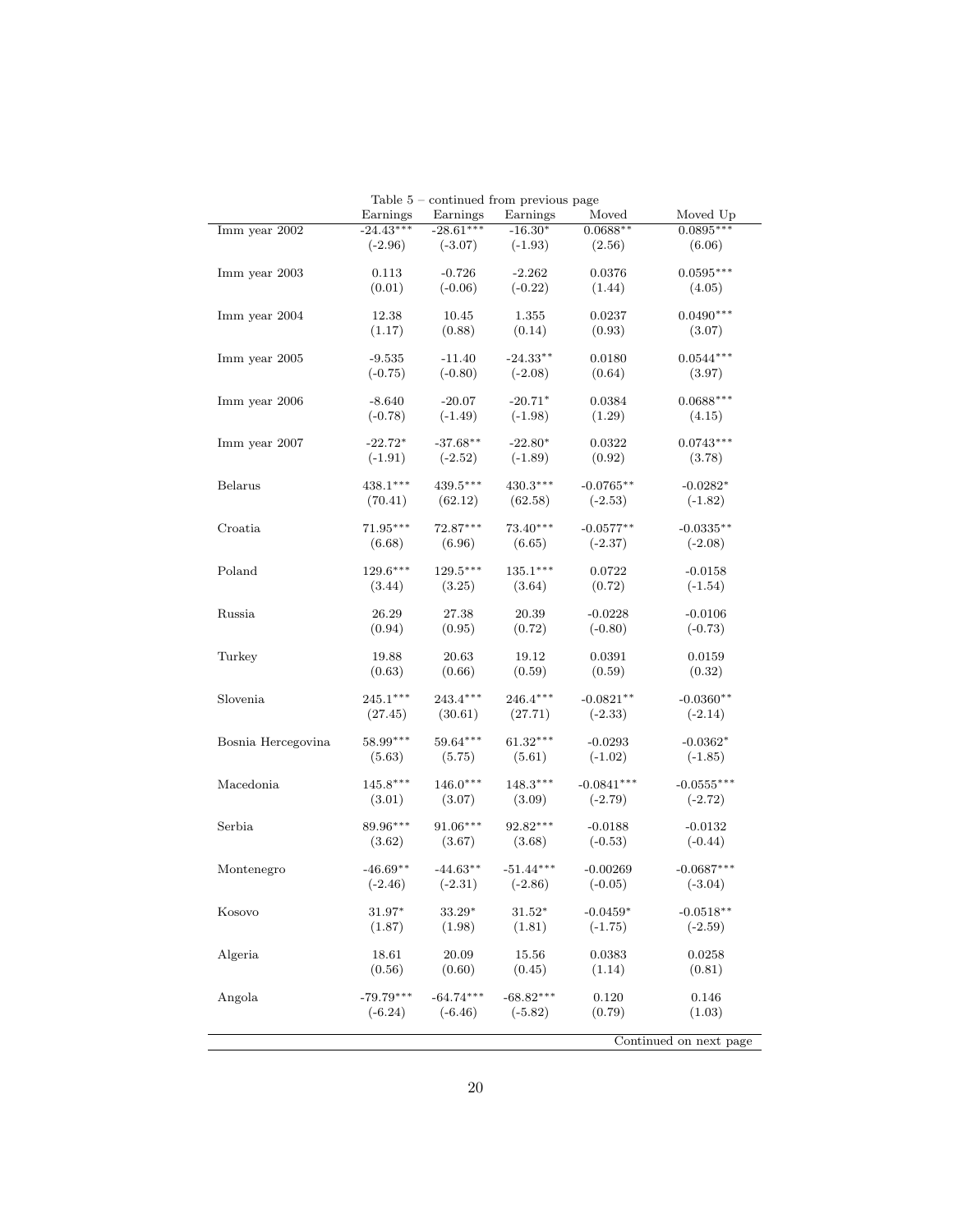Table 5 – continued from previous page

| | Earnings | Earnings | Earnings | Moved | Moved Up |
|---|---|---|---|---|---|
| Imm year 2002 | -24.43*** | -28.61*** | -16.30* | 0.0688** | 0.0895*** |
| | (-2.96) | (-3.07) | (-1.93) | (2.56) | (6.06) |
| Imm year 2003 | 0.113 | -0.726 | -2.262 | 0.0376 | 0.0595*** |
| | (0.01) | (-0.06) | (-0.22) | (1.44) | (4.05) |
| Imm year 2004 | 12.38 | 10.45 | 1.355 | 0.0237 | 0.0490*** |
| | (1.17) | (0.88) | (0.14) | (0.93) | (3.07) |
| Imm year 2005 | -9.535 | -11.40 | -24.33** | 0.0180 | 0.0544*** |
| | (-0.75) | (-0.80) | (-2.08) | (0.64) | (3.97) |
| Imm year 2006 | -8.640 | -20.07 | -20.71* | 0.0384 | 0.0688*** |
| | (-0.78) | (-1.49) | (-1.98) | (1.29) | (4.15) |
| Imm year 2007 | -22.72* | -37.68** | -22.80* | 0.0322 | 0.0743*** |
| | (-1.91) | (-2.52) | (-1.89) | (0.92) | (3.78) |
| Belarus | 438.1*** | 439.5*** | 430.3*** | -0.0765** | -0.0282* |
| | (70.41) | (62.12) | (62.58) | (-2.53) | (-1.82) |
| Croatia | 71.95*** | 72.87*** | 73.40*** | -0.0577** | -0.0335** |
| | (6.68) | (6.96) | (6.65) | (-2.37) | (-2.08) |
| Poland | 129.6*** | 129.5*** | 135.1*** | 0.0722 | -0.0158 |
| | (3.44) | (3.25) | (3.64) | (0.72) | (-1.54) |
| Russia | 26.29 | 27.38 | 20.39 | -0.0228 | -0.0106 |
| | (0.94) | (0.95) | (0.72) | (-0.80) | (-0.73) |
| Turkey | 19.88 | 20.63 | 19.12 | 0.0391 | 0.0159 |
| | (0.63) | (0.66) | (0.59) | (0.59) | (0.32) |
| Slovenia | 245.1*** | 243.4*** | 246.4*** | -0.0821** | -0.0360** |
| | (27.45) | (30.61) | (27.71) | (-2.33) | (-2.14) |
| Bosnia Hercegovina | 58.99*** | 59.64*** | 61.32*** | -0.0293 | -0.0362* |
| | (5.63) | (5.75) | (5.61) | (-1.02) | (-1.85) |
| Macedonia | 145.8*** | 146.0*** | 148.3*** | -0.0841*** | -0.0555*** |
| | (3.01) | (3.07) | (3.09) | (-2.79) | (-2.72) |
| Serbia | 89.96*** | 91.06*** | 92.82*** | -0.0188 | -0.0132 |
| | (3.62) | (3.67) | (3.68) | (-0.53) | (-0.44) |
| Montenegro | -46.69** | -44.63** | -51.44*** | -0.00269 | -0.0687*** |
| | (-2.46) | (-2.31) | (-2.86) | (-0.05) | (-3.04) |
| Kosovo | 31.97* | 33.29* | 31.52* | -0.0459* | -0.0518** |
| | (1.87) | (1.98) | (1.81) | (-1.75) | (-2.59) |
| Algeria | 18.61 | 20.09 | 15.56 | 0.0383 | 0.0258 |
| | (0.56) | (0.60) | (0.45) | (1.14) | (0.81) |
| Angola | -79.79*** | -64.74*** | -68.82*** | 0.120 | 0.146 |
| | (-6.24) | (-6.46) | (-5.82) | (0.79) | (1.03) |

Continued on next page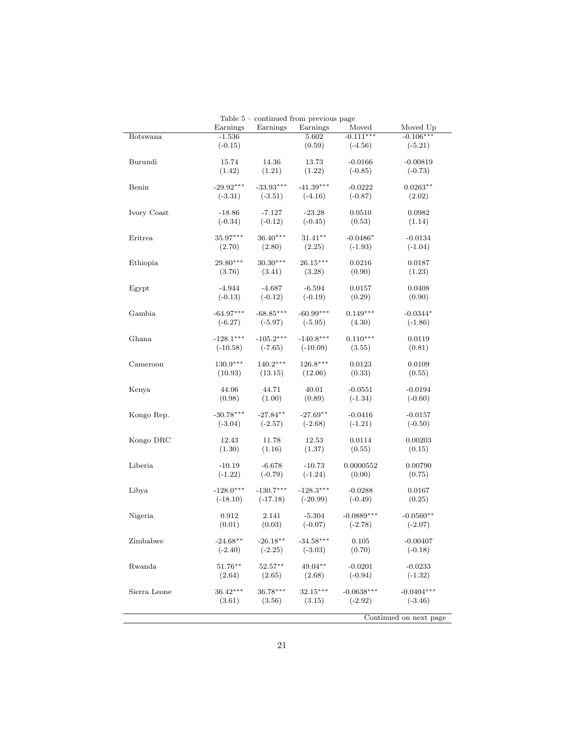Table 5 – continued from previous page

| | Earnings | Earnings | Earnings | Moved | Moved Up |
|---|---|---|---|---|---|
| Botswana | -1.536 | | 5.602 | -0.111*** | -0.106*** |
| | (-0.15) | | (0.59) | (-4.56) | (-5.21) |
| Burundi | 15.74 | 14.36 | 13.73 | -0.0166 | -0.00819 |
| | (1.42) | (1.21) | (1.22) | (-0.85) | (-0.73) |
| Benin | -29.92*** | -33.93*** | -41.39*** | -0.0222 | 0.0263** |
| | (-3.31) | (-3.51) | (-4.16) | (-0.87) | (2.02) |
| Ivory Coast | -18.86 | -7.127 | -23.28 | 0.0510 | 0.0982 |
| | (-0.34) | (-0.12) | (-0.45) | (0.53) | (1.14) |
| Eritrea | 35.97*** | 36.40*** | 31.41** | -0.0486* | -0.0134 |
| | (2.70) | (2.80) | (2.25) | (-1.93) | (-1.04) |
| Ethiopia | 29.80*** | 30.30*** | 26.15*** | 0.0216 | 0.0187 |
| | (3.76) | (3.41) | (3.28) | (0.90) | (1.23) |
| Egypt | -4.944 | -4.687 | -6.594 | 0.0157 | 0.0408 |
| | (-0.13) | (-0.12) | (-0.19) | (0.29) | (0.90) |
| Gambia | -64.97*** | -68.85*** | -60.99*** | 0.149*** | -0.0344* |
| | (-6.27) | (-5.97) | (-5.95) | (4.30) | (-1.86) |
| Ghana | -128.1*** | -105.2*** | -140.8*** | 0.110*** | 0.0119 |
| | (-10.58) | (-7.65) | (-10.09) | (3.55) | (0.81) |
| Cameroon | 130.9*** | 140.2*** | 126.8*** | 0.0123 | 0.0109 |
| | (10.93) | (13.15) | (12.06) | (0.33) | (0.55) |
| Kenya | 44.06 | 44.71 | 40.01 | -0.0551 | -0.0194 |
| | (0.98) | (1.00) | (0.89) | (-1.34) | (-0.60) |
| Kongo Rep. | -30.78*** | -27.84** | -27.69** | -0.0416 | -0.0157 |
| | (-3.04) | (-2.57) | (-2.68) | (-1.21) | (-0.50) |
| Kongo DRC | 12.43 | 11.78 | 12.53 | 0.0114 | 0.00203 |
| | (1.30) | (1.16) | (1.37) | (0.55) | (0.15) |
| Liberia | -10.19 | -6.678 | -10.73 | 0.0000552 | 0.00790 |
| | (-1.22) | (-0.79) | (-1.24) | (0.00) | (0.75) |
| Libya | -128.0*** | -130.7*** | -128.3*** | -0.0288 | 0.0167 |
| | (-18.10) | (-17.18) | (-20.99) | (-0.49) | (0.25) |
| Nigeria | 0.912 | 2.141 | -5.304 | -0.0889*** | -0.0560** |
| | (0.01) | (0.03) | (-0.07) | (-2.78) | (-2.07) |
| Zimbabwe | -24.68** | -26.18** | -34.58*** | 0.105 | -0.00407 |
| | (-2.40) | (-2.25) | (-3.03) | (0.70) | (-0.18) |
| Rwanda | 51.76** | 52.57** | 49.04** | -0.0201 | -0.0233 |
| | (2.64) | (2.65) | (2.68) | (-0.94) | (-1.32) |
| Sierra Leone | 36.42*** | 36.78*** | 32.15*** | -0.0638*** | -0.0404*** |
| | (3.61) | (3.56) | (3.15) | (-2.92) | (-3.46) |

Continued on next page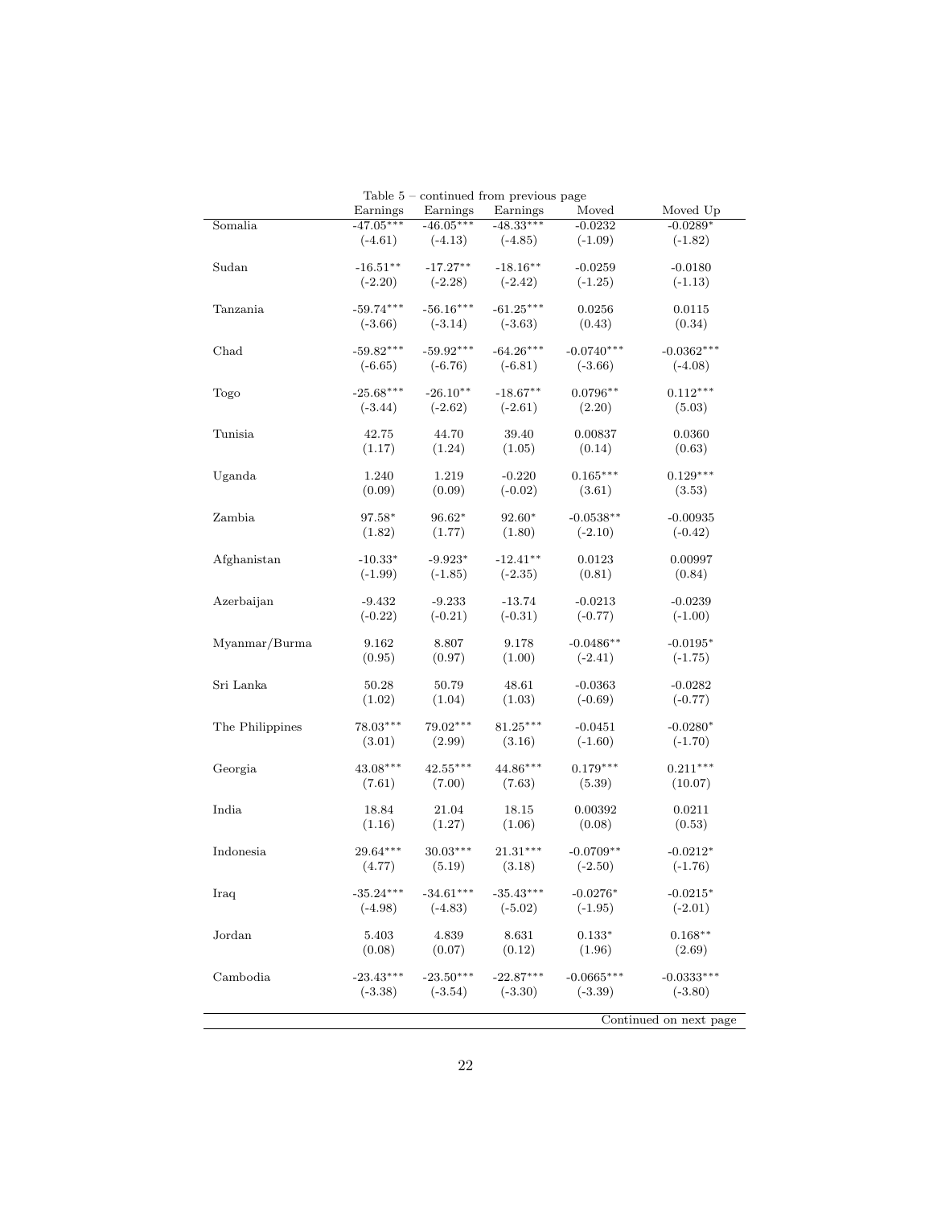Table 5 – continued from previous page

| | Earnings | Earnings | Earnings | Moved | Moved Up |
|---|---|---|---|---|---|
| Somalia | -47.05*** | -46.05*** | -48.33*** | -0.0232 | -0.0289* |
| | (-4.61) | (-4.13) | (-4.85) | (-1.09) | (-1.82) |
| Sudan | -16.51** | -17.27** | -18.16** | -0.0259 | -0.0180 |
| | (-2.20) | (-2.28) | (-2.42) | (-1.25) | (-1.13) |
| Tanzania | -59.74*** | -56.16*** | -61.25*** | 0.0256 | 0.0115 |
| | (-3.66) | (-3.14) | (-3.63) | (0.43) | (0.34) |
| Chad | -59.82*** | -59.92*** | -64.26*** | -0.0740*** | -0.0362*** |
| | (-6.65) | (-6.76) | (-6.81) | (-3.66) | (-4.08) |
| Togo | -25.68*** | -26.10** | -18.67** | 0.0796** | 0.112*** |
| | (-3.44) | (-2.62) | (-2.61) | (2.20) | (5.03) |
| Tunisia | 42.75 | 44.70 | 39.40 | 0.00837 | 0.0360 |
| | (1.17) | (1.24) | (1.05) | (0.14) | (0.63) |
| Uganda | 1.240 | 1.219 | -0.220 | 0.165*** | 0.129*** |
| | (0.09) | (0.09) | (-0.02) | (3.61) | (3.53) |
| Zambia | 97.58* | 96.62* | 92.60* | -0.0538** | -0.00935 |
| | (1.82) | (1.77) | (1.80) | (-2.10) | (-0.42) |
| Afghanistan | -10.33* | -9.923* | -12.41** | 0.0123 | 0.00997 |
| | (-1.99) | (-1.85) | (-2.35) | (0.81) | (0.84) |
| Azerbaijan | -9.432 | -9.233 | -13.74 | -0.0213 | -0.0239 |
| | (-0.22) | (-0.21) | (-0.31) | (-0.77) | (-1.00) |
| Myanmar/Burma | 9.162 | 8.807 | 9.178 | -0.0486** | -0.0195* |
| | (0.95) | (0.97) | (1.00) | (-2.41) | (-1.75) |
| Sri Lanka | 50.28 | 50.79 | 48.61 | -0.0363 | -0.0282 |
| | (1.02) | (1.04) | (1.03) | (-0.69) | (-0.77) |
| The Philippines | 78.03*** | 79.02*** | 81.25*** | -0.0451 | -0.0280* |
| | (3.01) | (2.99) | (3.16) | (-1.60) | (-1.70) |
| Georgia | 43.08*** | 42.55*** | 44.86*** | 0.179*** | 0.211*** |
| | (7.61) | (7.00) | (7.63) | (5.39) | (10.07) |
| India | 18.84 | 21.04 | 18.15 | 0.00392 | 0.0211 |
| | (1.16) | (1.27) | (1.06) | (0.08) | (0.53) |
| Indonesia | 29.64*** | 30.03*** | 21.31*** | -0.0709** | -0.0212* |
| | (4.77) | (5.19) | (3.18) | (-2.50) | (-1.76) |
| Iraq | -35.24*** | -34.61*** | -35.43*** | -0.0276* | -0.0215* |
| | (-4.98) | (-4.83) | (-5.02) | (-1.95) | (-2.01) |
| Jordan | 5.403 | 4.839 | 8.631 | 0.133* | 0.168** |
| | (0.08) | (0.07) | (0.12) | (1.96) | (2.69) |
| Cambodia | -23.43*** | -23.50*** | -22.87*** | -0.0665*** | -0.0333*** |
| | (-3.38) | (-3.54) | (-3.30) | (-3.39) | (-3.80) |

Continued on next page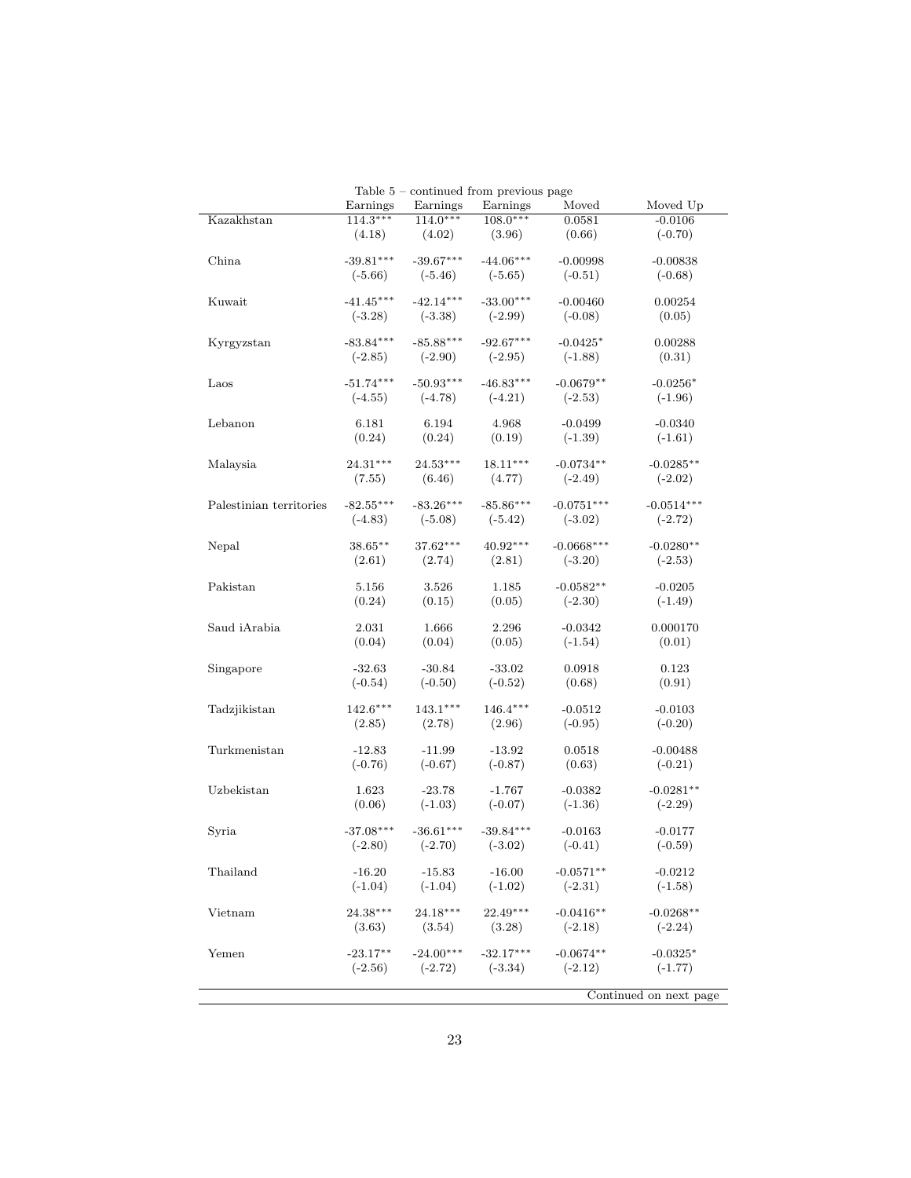Table 5 – continued from previous page

| | Earnings | Earnings | Earnings | Moved | Moved Up |
|---|---|---|---|---|---|
| Kazakhstan | 114.3*** | 114.0*** | 108.0*** | 0.0581 | -0.0106 |
| | (4.18) | (4.02) | (3.96) | (0.66) | (-0.70) |
| China | -39.81*** | -39.67*** | -44.06*** | -0.00998 | -0.00838 |
| | (-5.66) | (-5.46) | (-5.65) | (-0.51) | (-0.68) |
| Kuwait | -41.45*** | -42.14*** | -33.00*** | -0.00460 | 0.00254 |
| | (-3.28) | (-3.38) | (-2.99) | (-0.08) | (0.05) |
| Kyrgyzstan | -83.84*** | -85.88*** | -92.67*** | -0.0425* | 0.00288 |
| | (-2.85) | (-2.90) | (-2.95) | (-1.88) | (0.31) |
| Laos | -51.74*** | -50.93*** | -46.83*** | -0.0679** | -0.0256* |
| | (-4.55) | (-4.78) | (-4.21) | (-2.53) | (-1.96) |
| Lebanon | 6.181 | 6.194 | 4.968 | -0.0499 | -0.0340 |
| | (0.24) | (0.24) | (0.19) | (-1.39) | (-1.61) |
| Malaysia | 24.31*** | 24.53*** | 18.11*** | -0.0734** | -0.0285** |
| | (7.55) | (6.46) | (4.77) | (-2.49) | (-2.02) |
| Palestinian territories | -82.55*** | -83.26*** | -85.86*** | -0.0751*** | -0.0514*** |
| | (-4.83) | (-5.08) | (-5.42) | (-3.02) | (-2.72) |
| Nepal | 38.65** | 37.62*** | 40.92*** | -0.0668*** | -0.0280** |
| | (2.61) | (2.74) | (2.81) | (-3.20) | (-2.53) |
| Pakistan | 5.156 | 3.526 | 1.185 | -0.0582** | -0.0205 |
| | (0.24) | (0.15) | (0.05) | (-2.30) | (-1.49) |
| Saud iArabia | 2.031 | 1.666 | 2.296 | -0.0342 | 0.000170 |
| | (0.04) | (0.04) | (0.05) | (-1.54) | (0.01) |
| Singapore | -32.63 | -30.84 | -33.02 | 0.0918 | 0.123 |
| | (-0.54) | (-0.50) | (-0.52) | (0.68) | (0.91) |
| Tadzjikistan | 142.6*** | 143.1*** | 146.4*** | -0.0512 | -0.0103 |
| | (2.85) | (2.78) | (2.96) | (-0.95) | (-0.20) |
| Turkmenistan | -12.83 | -11.99 | -13.92 | 0.0518 | -0.00488 |
| | (-0.76) | (-0.67) | (-0.87) | (0.63) | (-0.21) |
| Uzbekistan | 1.623 | -23.78 | -1.767 | -0.0382 | -0.0281** |
| | (0.06) | (-1.03) | (-0.07) | (-1.36) | (-2.29) |
| Syria | -37.08*** | -36.61*** | -39.84*** | -0.0163 | -0.0177 |
| | (-2.80) | (-2.70) | (-3.02) | (-0.41) | (-0.59) |
| Thailand | -16.20 | -15.83 | -16.00 | -0.0571** | -0.0212 |
| | (-1.04) | (-1.04) | (-1.02) | (-2.31) | (-1.58) |
| Vietnam | 24.38*** | 24.18*** | 22.49*** | -0.0416** | -0.0268** |
| | (3.63) | (3.54) | (3.28) | (-2.18) | (-2.24) |
| Yemen | -23.17** | -24.00*** | -32.17*** | -0.0674** | -0.0325* |
| | (-2.56) | (-2.72) | (-3.34) | (-2.12) | (-1.77) |

Continued on next page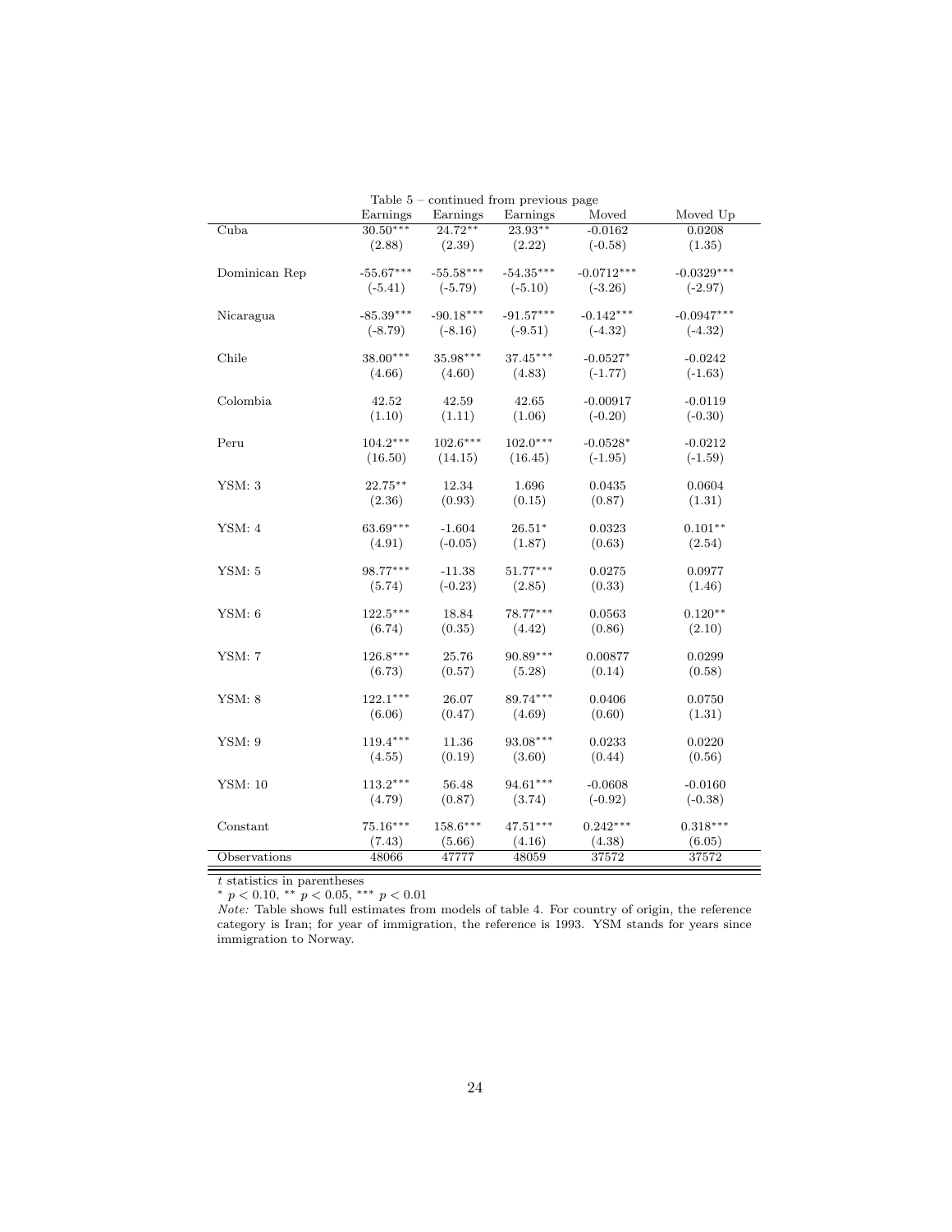Table 5 – continued from previous page

| | Earnings | Earnings | Earnings | Moved | Moved Up |
|---|---|---|---|---|---|
| Cuba | 30.50*** | 24.72** | 23.93** | -0.0162 | 0.0208 |
| | (2.88) | (2.39) | (2.22) | (-0.58) | (1.35) |
| Dominican Rep | -55.67*** | -55.58*** | -54.35*** | -0.0712*** | -0.0329*** |
| | (-5.41) | (-5.79) | (-5.10) | (-3.26) | (-2.97) |
| Nicaragua | -85.39*** | -90.18*** | -91.57*** | -0.142*** | -0.0947*** |
| | (-8.79) | (-8.16) | (-9.51) | (-4.32) | (-4.32) |
| Chile | 38.00*** | 35.98*** | 37.45*** | -0.0527* | -0.0242 |
| | (4.66) | (4.60) | (4.83) | (-1.77) | (-1.63) |
| Colombia | 42.52 | 42.59 | 42.65 | -0.00917 | -0.0119 |
| | (1.10) | (1.11) | (1.06) | (-0.20) | (-0.30) |
| Peru | 104.2*** | 102.6*** | 102.0*** | -0.0528* | -0.0212 |
| | (16.50) | (14.15) | (16.45) | (-1.95) | (-1.59) |
| YSM: 3 | 22.75** | 12.34 | 1.696 | 0.0435 | 0.0604 |
| | (2.36) | (0.93) | (0.15) | (0.87) | (1.31) |
| YSM: 4 | 63.69*** | -1.604 | 26.51* | 0.0323 | 0.101** |
| | (4.91) | (-0.05) | (1.87) | (0.63) | (2.54) |
| YSM: 5 | 98.77*** | -11.38 | 51.77*** | 0.0275 | 0.0977 |
| | (5.74) | (-0.23) | (2.85) | (0.33) | (1.46) |
| YSM: 6 | 122.5*** | 18.84 | 78.77*** | 0.0563 | 0.120** |
| | (6.74) | (0.35) | (4.42) | (0.86) | (2.10) |
| YSM: 7 | 126.8*** | 25.76 | 90.89*** | 0.00877 | 0.0299 |
| | (6.73) | (0.57) | (5.28) | (0.14) | (0.58) |
| YSM: 8 | 122.1*** | 26.07 | 89.74*** | 0.0406 | 0.0750 |
| | (6.06) | (0.47) | (4.69) | (0.60) | (1.31) |
| YSM: 9 | 119.4*** | 11.36 | 93.08*** | 0.0233 | 0.0220 |
| | (4.55) | (0.19) | (3.60) | (0.44) | (0.56) |
| YSM: 10 | 113.2*** | 56.48 | 94.61*** | -0.0608 | -0.0160 |
| | (4.79) | (0.87) | (3.74) | (-0.92) | (-0.38) |
| Constant | 75.16*** | 158.6*** | 47.51*** | 0.242*** | 0.318*** |
| | (7.43) | (5.66) | (4.16) | (4.38) | (6.05) |
| Observations | 48066 | 47777 | 48059 | 37572 | 37572 |

$t$ statistics in parentheses

* $p < 0.10$, ** $p < 0.05$, *** $p < 0.01$

*Note:* Table shows full estimates from models of table 4. For country of origin, the reference category is Iran; for year of immigration, the reference is 1993. YSM stands for years since immigration to Norway.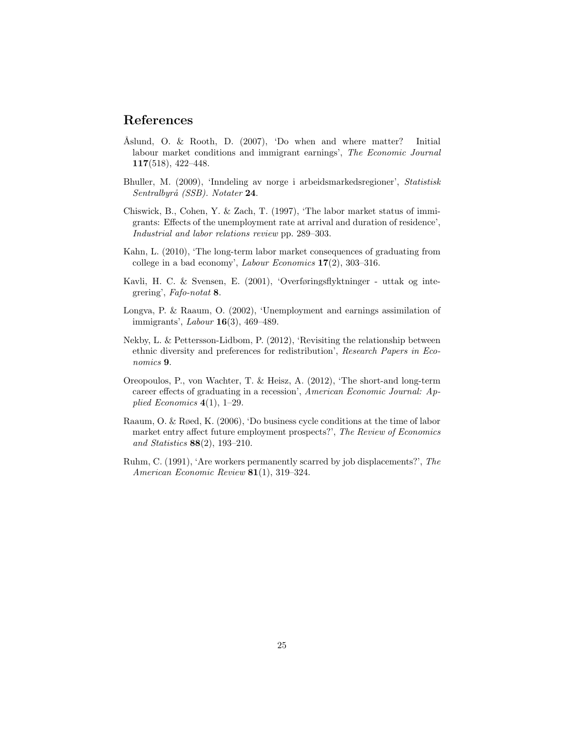## References

Åslund, O. & Rooth, D. (2007), 'Do when and where matter? Initial labour market conditions and immigrant earnings', *The Economic Journal* **117**(518), 422–448.

Bhuller, M. (2009), 'Inndeling av norge i arbeidsmarkedsregioner', *Statistisk Sentralbyrå (SSB). Notater* **24**.

Chiswick, B., Cohen, Y. & Zach, T. (1997), 'The labor market status of immigrants: Effects of the unemployment rate at arrival and duration of residence', *Industrial and labor relations review* pp. 289–303.

Kahn, L. (2010), 'The long-term labor market consequences of graduating from college in a bad economy', *Labour Economics* **17**(2), 303–316.

Kavli, H. C. & Svensen, E. (2001), 'Overføringsflyktninger - uttak og integrering', *Fafo-notat* **8**.

Longva, P. & Raaum, O. (2002), 'Unemployment and earnings assimilation of immigrants', *Labour* **16**(3), 469–489.

Nekby, L. & Pettersson-Lidbom, P. (2012), 'Revisiting the relationship between ethnic diversity and preferences for redistribution', *Research Papers in Economics* **9**.

Oreopoulos, P., von Wachter, T. & Heisz, A. (2012), 'The short-and long-term career effects of graduating in a recession', *American Economic Journal: Applied Economics* **4**(1), 1–29.

Raaum, O. & Røed, K. (2006), 'Do business cycle conditions at the time of labor market entry affect future employment prospects?', *The Review of Economics and Statistics* **88**(2), 193–210.

Ruhm, C. (1991), 'Are workers permanently scarred by job displacements?', *The American Economic Review* **81**(1), 319–324.